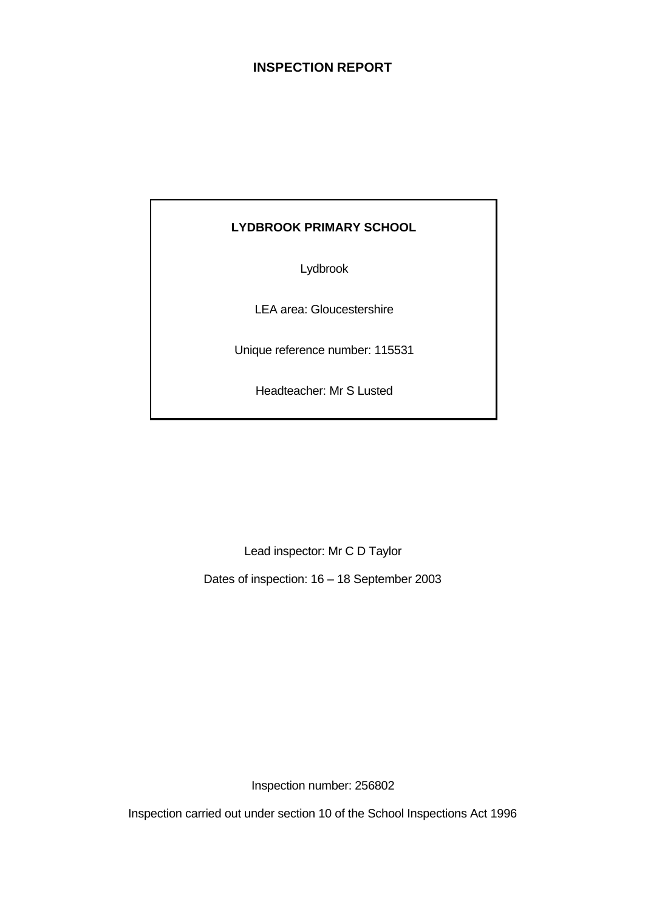# INSPECTION REPORT

**LYDBROOK PRIMARY SCHOOL**

Lydbrook

LEA area: Gloucestershire

Unique reference number: 115531

Headteacher: Mr S Lusted

Lead inspector: Mr C D Taylor

Dates of inspection: 16 – 18 September 2003

Inspection number: 256802

Inspection carried out under section 10 of the School Inspections Act 1996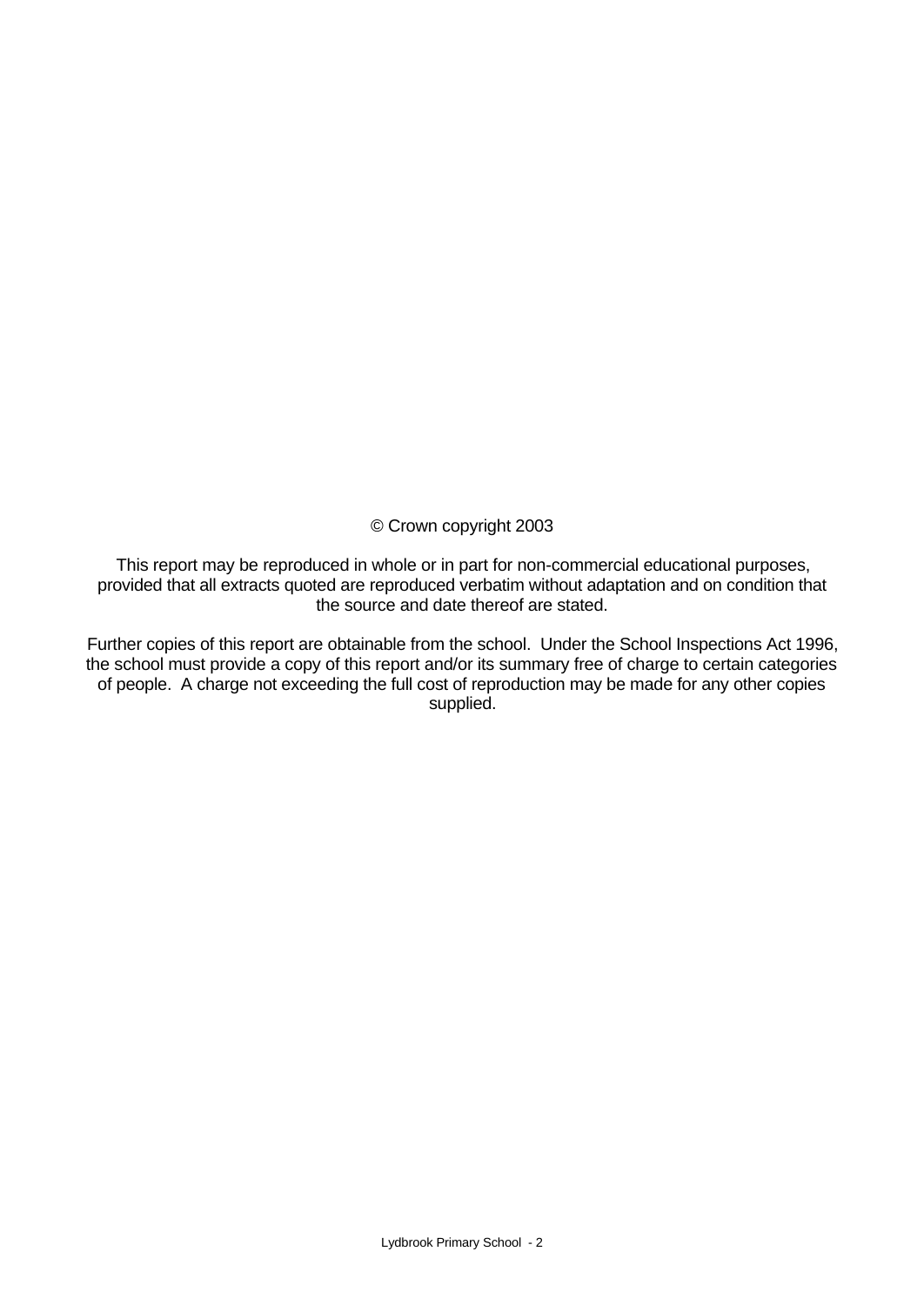© Crown copyright 2003

This report may be reproduced in whole or in part for non-commercial educational purposes, provided that all extracts quoted are reproduced verbatim without adaptation and on condition that the source and date thereof are stated.

Further copies of this report are obtainable from the school. Under the School Inspections Act 1996, the school must provide a copy of this report and/or its summary free of charge to certain categories of people. A charge not exceeding the full cost of reproduction may be made for any other copies supplied.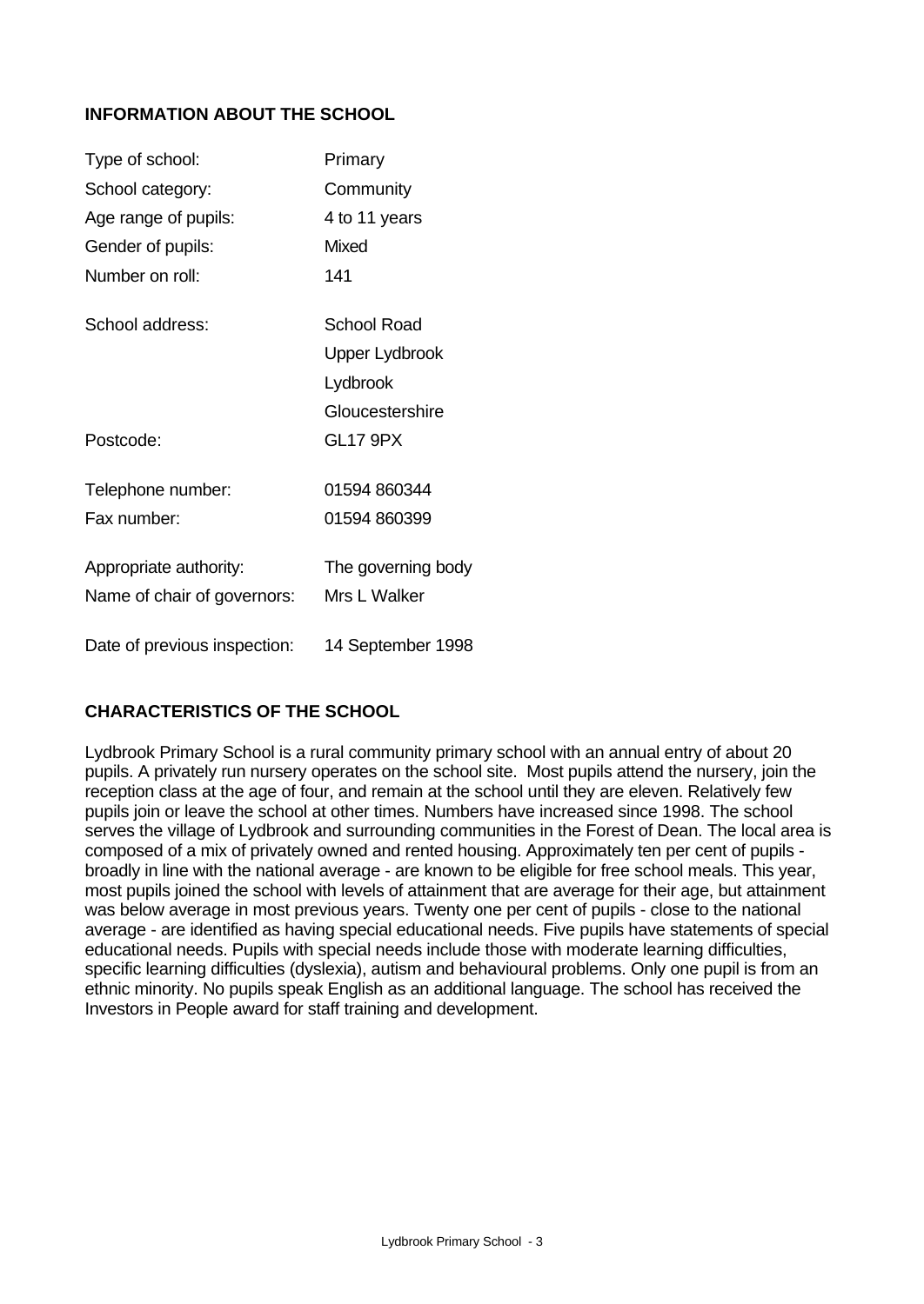## INFORMATION ABOUT THE SCHOOL

| | |
|---|---|
| Type of school: | Primary |
| School category: | Community |
| Age range of pupils: | 4 to 11 years |
| Gender of pupils: | Mixed |
| Number on roll: | 141 |
| School address: | School Road<br>Upper Lydbrook<br>Lydbrook<br>Gloucestershire |
| Postcode: | GL17 9PX |
| Telephone number: | 01594 860344 |
| Fax number: | 01594 860399 |
| Appropriate authority: | The governing body |
| Name of chair of governors: | Mrs L Walker |
| Date of previous inspection: | 14 September 1998 |

## CHARACTERISTICS OF THE SCHOOL

Lydbrook Primary School is a rural community primary school with an annual entry of about 20 pupils. A privately run nursery operates on the school site. Most pupils attend the nursery, join the reception class at the age of four, and remain at the school until they are eleven. Relatively few pupils join or leave the school at other times. Numbers have increased since 1998. The school serves the village of Lydbrook and surrounding communities in the Forest of Dean. The local area is composed of a mix of privately owned and rented housing. Approximately ten per cent of pupils - broadly in line with the national average - are known to be eligible for free school meals. This year, most pupils joined the school with levels of attainment that are average for their age, but attainment was below average in most previous years. Twenty one per cent of pupils - close to the national average - are identified as having special educational needs. Five pupils have statements of special educational needs. Pupils with special needs include those with moderate learning difficulties, specific learning difficulties (dyslexia), autism and behavioural problems. Only one pupil is from an ethnic minority. No pupils speak English as an additional language. The school has received the Investors in People award for staff training and development.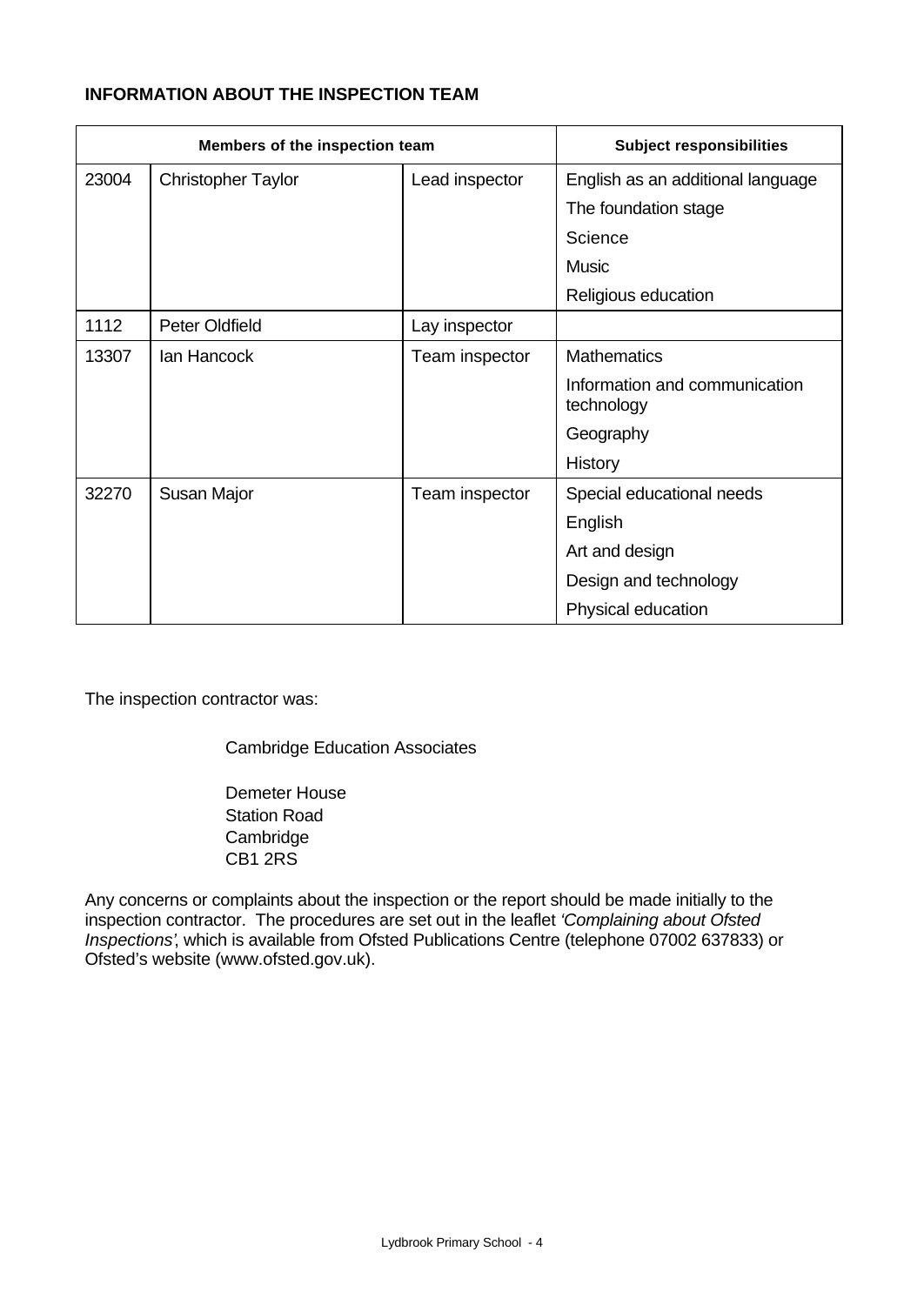**INFORMATION ABOUT THE INSPECTION TEAM**

| Members of the inspection team | | | Subject responsibilities |
|---|---|---|---|
| 23004 | Christopher Taylor | Lead inspector | English as an additional language |
| | | | The foundation stage |
| | | | Science |
| | | | Music |
| | | | Religious education |
| 1112 | Peter Oldfield | Lay inspector | |
| 13307 | Ian Hancock | Team inspector | Mathematics |
| | | | Information and communication technology |
| | | | Geography |
| | | | History |
| 32270 | Susan Major | Team inspector | Special educational needs |
| | | | English |
| | | | Art and design |
| | | | Design and technology |
| | | | Physical education |

The inspection contractor was:

Cambridge Education Associates

Demeter House
Station Road
Cambridge
CB1 2RS

Any concerns or complaints about the inspection or the report should be made initially to the inspection contractor. The procedures are set out in the leaflet *'Complaining about Ofsted Inspections'*, which is available from Ofsted Publications Centre (telephone 07002 637833) or Ofsted's website (www.ofsted.gov.uk).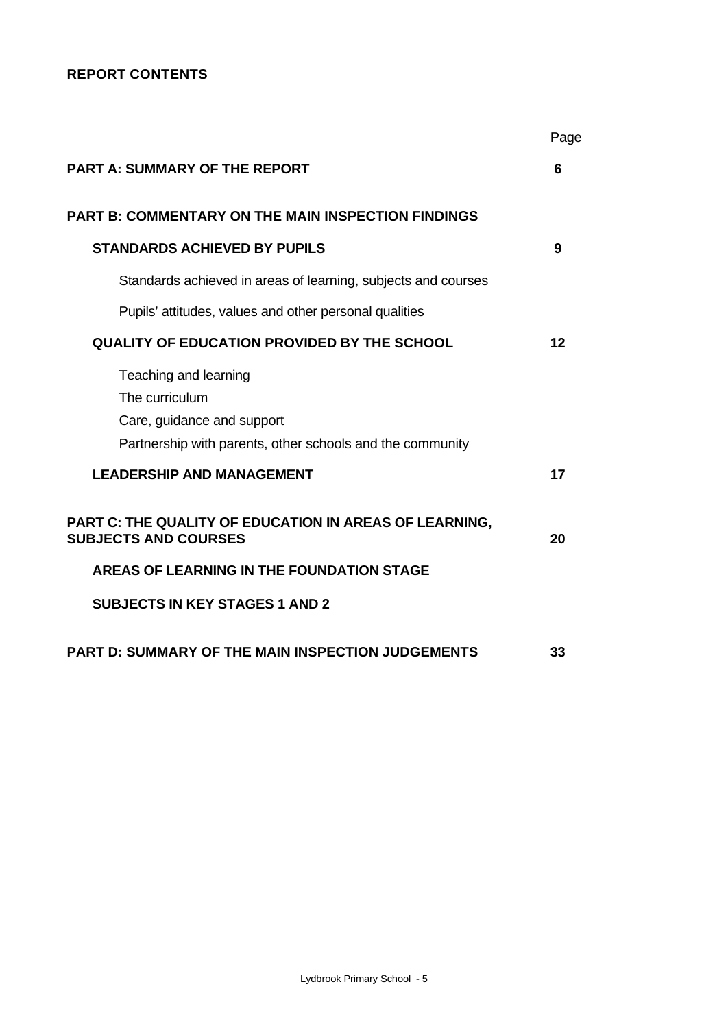**REPORT CONTENTS**

| | Page |
|---|---|
| **PART A: SUMMARY OF THE REPORT** | **6** |
| **PART B: COMMENTARY ON THE MAIN INSPECTION FINDINGS** | |
| **STANDARDS ACHIEVED BY PUPILS** | **9** |
| Standards achieved in areas of learning, subjects and courses | |
| Pupils' attitudes, values and other personal qualities | |
| **QUALITY OF EDUCATION PROVIDED BY THE SCHOOL** | **12** |
| Teaching and learning | |
| The curriculum | |
| Care, guidance and support | |
| Partnership with parents, other schools and the community | |
| **LEADERSHIP AND MANAGEMENT** | **17** |
| **PART C: THE QUALITY OF EDUCATION IN AREAS OF LEARNING, SUBJECTS AND COURSES** | **20** |
| **AREAS OF LEARNING IN THE FOUNDATION STAGE** | |
| **SUBJECTS IN KEY STAGES 1 AND 2** | |
| **PART D: SUMMARY OF THE MAIN INSPECTION JUDGEMENTS** | **33** |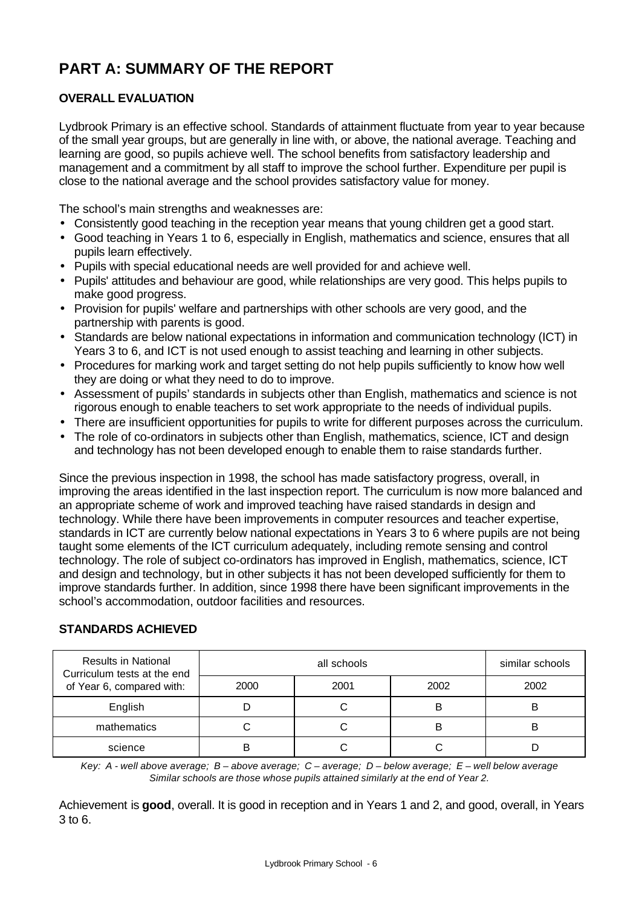# PART A: SUMMARY OF THE REPORT

## OVERALL EVALUATION

Lydbrook Primary is an effective school. Standards of attainment fluctuate from year to year because of the small year groups, but are generally in line with, or above, the national average. Teaching and learning are good, so pupils achieve well. The school benefits from satisfactory leadership and management and a commitment by all staff to improve the school further. Expenditure per pupil is close to the national average and the school provides satisfactory value for money.

The school's main strengths and weaknesses are:

- Consistently good teaching in the reception year means that young children get a good start.
- Good teaching in Years 1 to 6, especially in English, mathematics and science, ensures that all pupils learn effectively.
- Pupils with special educational needs are well provided for and achieve well.
- Pupils' attitudes and behaviour are good, while relationships are very good. This helps pupils to make good progress.
- Provision for pupils' welfare and partnerships with other schools are very good, and the partnership with parents is good.
- Standards are below national expectations in information and communication technology (ICT) in Years 3 to 6, and ICT is not used enough to assist teaching and learning in other subjects.
- Procedures for marking work and target setting do not help pupils sufficiently to know how well they are doing or what they need to do to improve.
- Assessment of pupils' standards in subjects other than English, mathematics and science is not rigorous enough to enable teachers to set work appropriate to the needs of individual pupils.
- There are insufficient opportunities for pupils to write for different purposes across the curriculum.
- The role of co-ordinators in subjects other than English, mathematics, science, ICT and design and technology has not been developed enough to enable them to raise standards further.

Since the previous inspection in 1998, the school has made satisfactory progress, overall, in improving the areas identified in the last inspection report. The curriculum is now more balanced and an appropriate scheme of work and improved teaching have raised standards in design and technology. While there have been improvements in computer resources and teacher expertise, standards in ICT are currently below national expectations in Years 3 to 6 where pupils are not being taught some elements of the ICT curriculum adequately, including remote sensing and control technology. The role of subject co-ordinators has improved in English, mathematics, science, ICT and design and technology, but in other subjects it has not been developed sufficiently for them to improve standards further. In addition, since 1998 there have been significant improvements in the school's accommodation, outdoor facilities and resources.

## STANDARDS ACHIEVED

| Results in National Curriculum tests at the end of Year 6, compared with: | all schools | | | similar schools |
|---|---|---|---|---|
| | 2000 | 2001 | 2002 | 2002 |
| English | D | C | B | B |
| mathematics | C | C | B | B |
| science | B | C | C | D |

*Key: A - well above average; B – above average; C – average; D – below average; E – well below average*
*Similar schools are those whose pupils attained similarly at the end of Year 2.*

Achievement is **good**, overall. It is good in reception and in Years 1 and 2, and good, overall, in Years 3 to 6.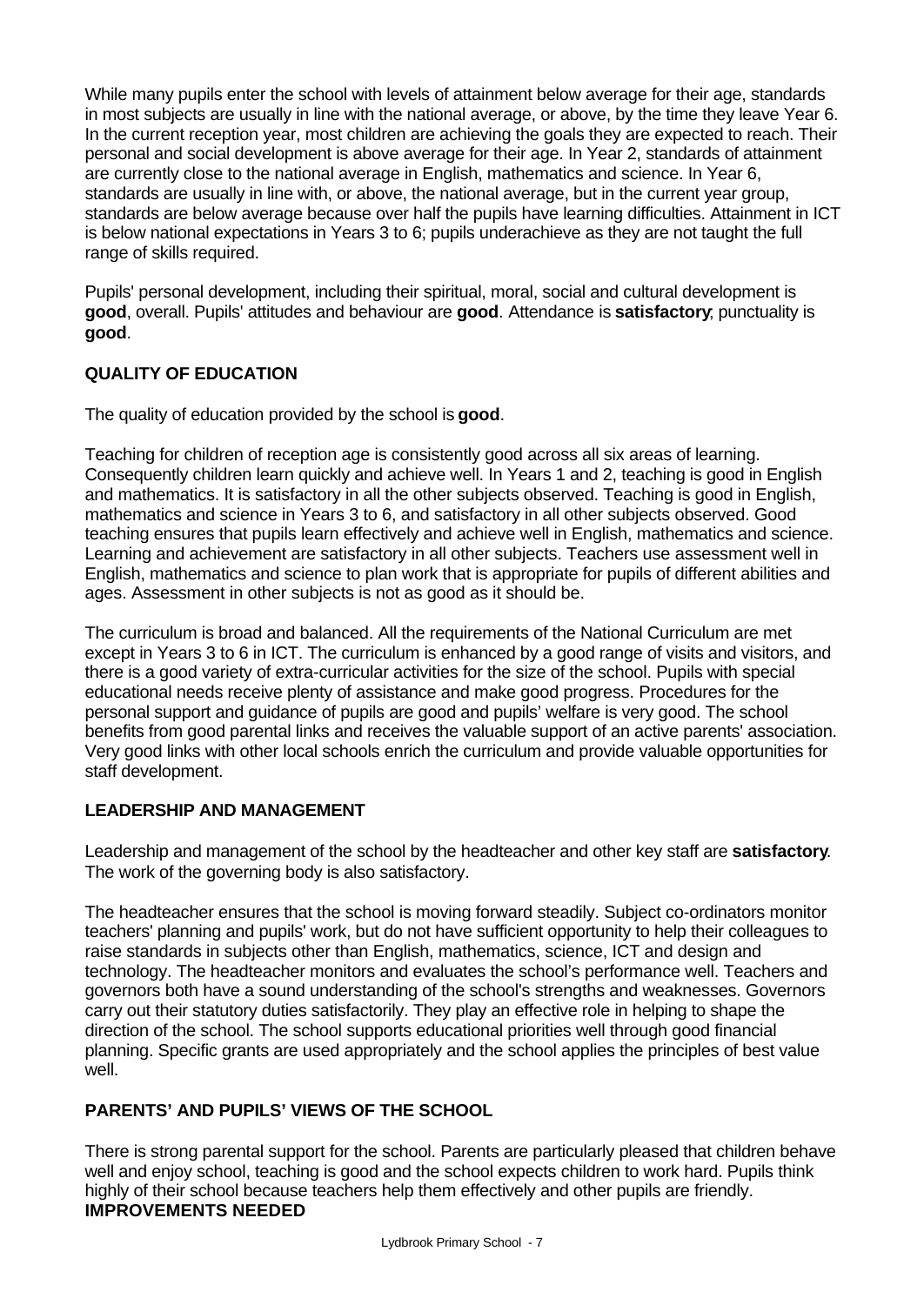While many pupils enter the school with levels of attainment below average for their age, standards in most subjects are usually in line with the national average, or above, by the time they leave Year 6. In the current reception year, most children are achieving the goals they are expected to reach. Their personal and social development is above average for their age. In Year 2, standards of attainment are currently close to the national average in English, mathematics and science. In Year 6, standards are usually in line with, or above, the national average, but in the current year group, standards are below average because over half the pupils have learning difficulties. Attainment in ICT is below national expectations in Years 3 to 6; pupils underachieve as they are not taught the full range of skills required.

Pupils' personal development, including their spiritual, moral, social and cultural development is **good**, overall. Pupils' attitudes and behaviour are **good**. Attendance is **satisfactory**; punctuality is **good**.

## QUALITY OF EDUCATION

The quality of education provided by the school is **good**.

Teaching for children of reception age is consistently good across all six areas of learning. Consequently children learn quickly and achieve well. In Years 1 and 2, teaching is good in English and mathematics. It is satisfactory in all the other subjects observed. Teaching is good in English, mathematics and science in Years 3 to 6, and satisfactory in all other subjects observed. Good teaching ensures that pupils learn effectively and achieve well in English, mathematics and science. Learning and achievement are satisfactory in all other subjects. Teachers use assessment well in English, mathematics and science to plan work that is appropriate for pupils of different abilities and ages. Assessment in other subjects is not as good as it should be.

The curriculum is broad and balanced. All the requirements of the National Curriculum are met except in Years 3 to 6 in ICT. The curriculum is enhanced by a good range of visits and visitors, and there is a good variety of extra-curricular activities for the size of the school. Pupils with special educational needs receive plenty of assistance and make good progress. Procedures for the personal support and guidance of pupils are good and pupils' welfare is very good. The school benefits from good parental links and receives the valuable support of an active parents' association. Very good links with other local schools enrich the curriculum and provide valuable opportunities for staff development.

## LEADERSHIP AND MANAGEMENT

Leadership and management of the school by the headteacher and other key staff are **satisfactory**. The work of the governing body is also satisfactory.

The headteacher ensures that the school is moving forward steadily. Subject co-ordinators monitor teachers' planning and pupils' work, but do not have sufficient opportunity to help their colleagues to raise standards in subjects other than English, mathematics, science, ICT and design and technology. The headteacher monitors and evaluates the school's performance well. Teachers and governors both have a sound understanding of the school's strengths and weaknesses. Governors carry out their statutory duties satisfactorily. They play an effective role in helping to shape the direction of the school. The school supports educational priorities well through good financial planning. Specific grants are used appropriately and the school applies the principles of best value well.

## PARENTS' AND PUPILS' VIEWS OF THE SCHOOL

There is strong parental support for the school. Parents are particularly pleased that children behave well and enjoy school, teaching is good and the school expects children to work hard. Pupils think highly of their school because teachers help them effectively and other pupils are friendly.

## IMPROVEMENTS NEEDED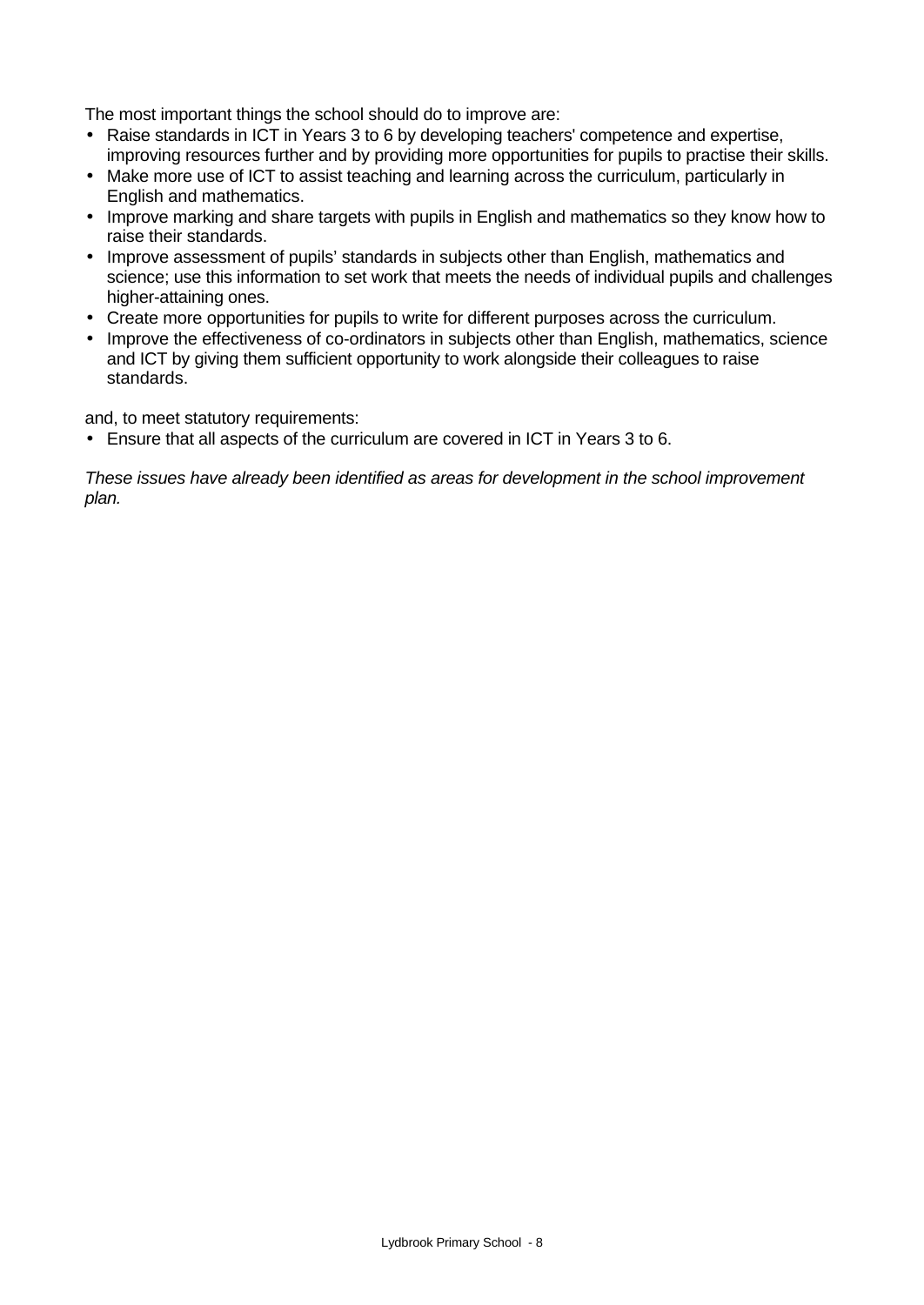The most important things the school should do to improve are:

- Raise standards in ICT in Years 3 to 6 by developing teachers' competence and expertise, improving resources further and by providing more opportunities for pupils to practise their skills.
- Make more use of ICT to assist teaching and learning across the curriculum, particularly in English and mathematics.
- Improve marking and share targets with pupils in English and mathematics so they know how to raise their standards.
- Improve assessment of pupils' standards in subjects other than English, mathematics and science; use this information to set work that meets the needs of individual pupils and challenges higher-attaining ones.
- Create more opportunities for pupils to write for different purposes across the curriculum.
- Improve the effectiveness of co-ordinators in subjects other than English, mathematics, science and ICT by giving them sufficient opportunity to work alongside their colleagues to raise standards.

and, to meet statutory requirements:

- Ensure that all aspects of the curriculum are covered in ICT in Years 3 to 6.

*These issues have already been identified as areas for development in the school improvement plan.*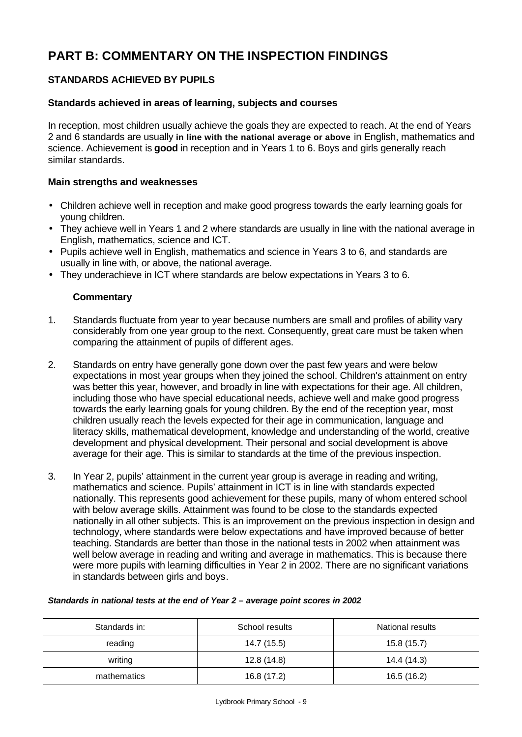# PART B: COMMENTARY ON THE INSPECTION FINDINGS

## STANDARDS ACHIEVED BY PUPILS

### Standards achieved in areas of learning, subjects and courses

In reception, most children usually achieve the goals they are expected to reach. At the end of Years 2 and 6 standards are usually **in line with the national average or above** in English, mathematics and science. Achievement is **good** in reception and in Years 1 to 6. Boys and girls generally reach similar standards.

### Main strengths and weaknesses

- Children achieve well in reception and make good progress towards the early learning goals for young children.
- They achieve well in Years 1 and 2 where standards are usually in line with the national average in English, mathematics, science and ICT.
- Pupils achieve well in English, mathematics and science in Years 3 to 6, and standards are usually in line with, or above, the national average.
- They underachieve in ICT where standards are below expectations in Years 3 to 6.

#### Commentary

1. Standards fluctuate from year to year because numbers are small and profiles of ability vary considerably from one year group to the next. Consequently, great care must be taken when comparing the attainment of pupils of different ages.

2. Standards on entry have generally gone down over the past few years and were below expectations in most year groups when they joined the school. Children's attainment on entry was better this year, however, and broadly in line with expectations for their age. All children, including those who have special educational needs, achieve well and make good progress towards the early learning goals for young children. By the end of the reception year, most children usually reach the levels expected for their age in communication, language and literacy skills, mathematical development, knowledge and understanding of the world, creative development and physical development. Their personal and social development is above average for their age. This is similar to standards at the time of the previous inspection.

3. In Year 2, pupils' attainment in the current year group is average in reading and writing, mathematics and science. Pupils' attainment in ICT is in line with standards expected nationally. This represents good achievement for these pupils, many of whom entered school with below average skills. Attainment was found to be close to the standards expected nationally in all other subjects. This is an improvement on the previous inspection in design and technology, where standards were below expectations and have improved because of better teaching. Standards are better than those in the national tests in 2002 when attainment was well below average in reading and writing and average in mathematics. This is because there were more pupils with learning difficulties in Year 2 in 2002. There are no significant variations in standards between girls and boys.

***Standards in national tests at the end of Year 2 – average point scores in 2002***

| Standards in: | School results | National results |
|---|---|---|
| reading | 14.7 (15.5) | 15.8 (15.7) |
| writing | 12.8 (14.8) | 14.4 (14.3) |
| mathematics | 16.8 (17.2) | 16.5 (16.2) |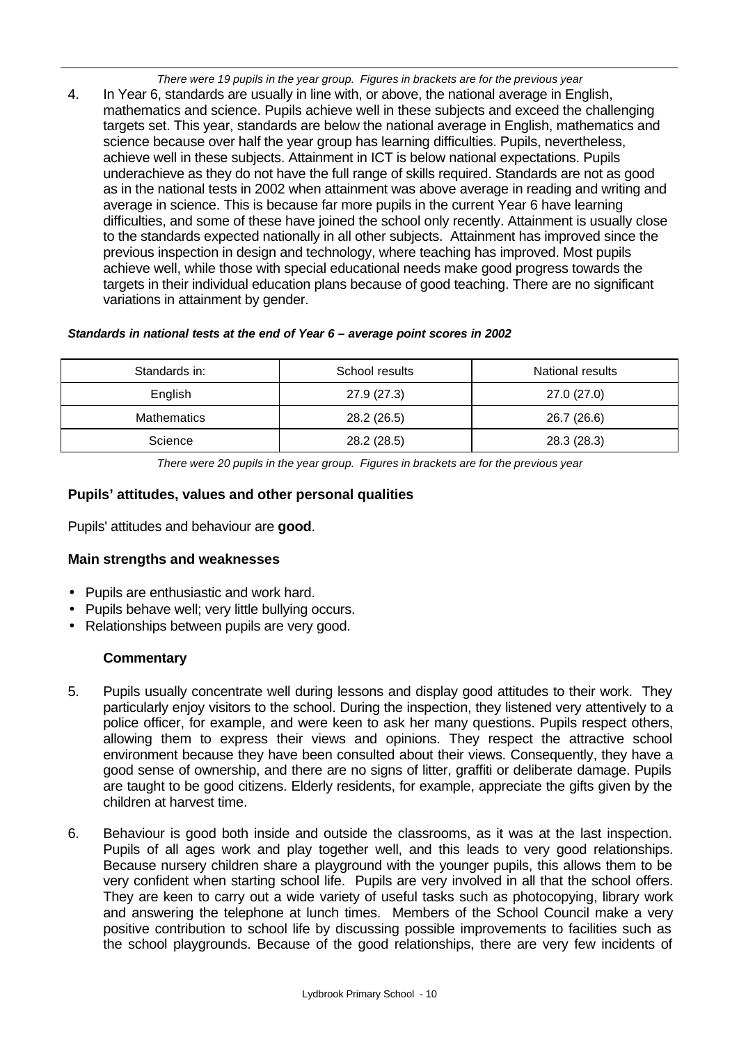*There were 19 pupils in the year group. Figures in brackets are for the previous year*

4. In Year 6, standards are usually in line with, or above, the national average in English, mathematics and science. Pupils achieve well in these subjects and exceed the challenging targets set. This year, standards are below the national average in English, mathematics and science because over half the year group has learning difficulties. Pupils, nevertheless, achieve well in these subjects. Attainment in ICT is below national expectations. Pupils underachieve as they do not have the full range of skills required. Standards are not as good as in the national tests in 2002 when attainment was above average in reading and writing and average in science. This is because far more pupils in the current Year 6 have learning difficulties, and some of these have joined the school only recently. Attainment is usually close to the standards expected nationally in all other subjects. Attainment has improved since the previous inspection in design and technology, where teaching has improved. Most pupils achieve well, while those with special educational needs make good progress towards the targets in their individual education plans because of good teaching. There are no significant variations in attainment by gender.

***Standards in national tests at the end of Year 6 – average point scores in 2002***

| Standards in: | School results | National results |
|---|---|---|
| English | 27.9 (27.3) | 27.0 (27.0) |
| Mathematics | 28.2 (26.5) | 26.7 (26.6) |
| Science | 28.2 (28.5) | 28.3 (28.3) |

*There were 20 pupils in the year group. Figures in brackets are for the previous year*

### Pupils' attitudes, values and other personal qualities

Pupils' attitudes and behaviour are **good**.

### Main strengths and weaknesses

- Pupils are enthusiastic and work hard.
- Pupils behave well; very little bullying occurs.
- Relationships between pupils are very good.

#### Commentary

5. Pupils usually concentrate well during lessons and display good attitudes to their work. They particularly enjoy visitors to the school. During the inspection, they listened very attentively to a police officer, for example, and were keen to ask her many questions. Pupils respect others, allowing them to express their views and opinions. They respect the attractive school environment because they have been consulted about their views. Consequently, they have a good sense of ownership, and there are no signs of litter, graffiti or deliberate damage. Pupils are taught to be good citizens. Elderly residents, for example, appreciate the gifts given by the children at harvest time.

6. Behaviour is good both inside and outside the classrooms, as it was at the last inspection. Pupils of all ages work and play together well, and this leads to very good relationships. Because nursery children share a playground with the younger pupils, this allows them to be very confident when starting school life. Pupils are very involved in all that the school offers. They are keen to carry out a wide variety of useful tasks such as photocopying, library work and answering the telephone at lunch times. Members of the School Council make a very positive contribution to school life by discussing possible improvements to facilities such as the school playgrounds. Because of the good relationships, there are very few incidents of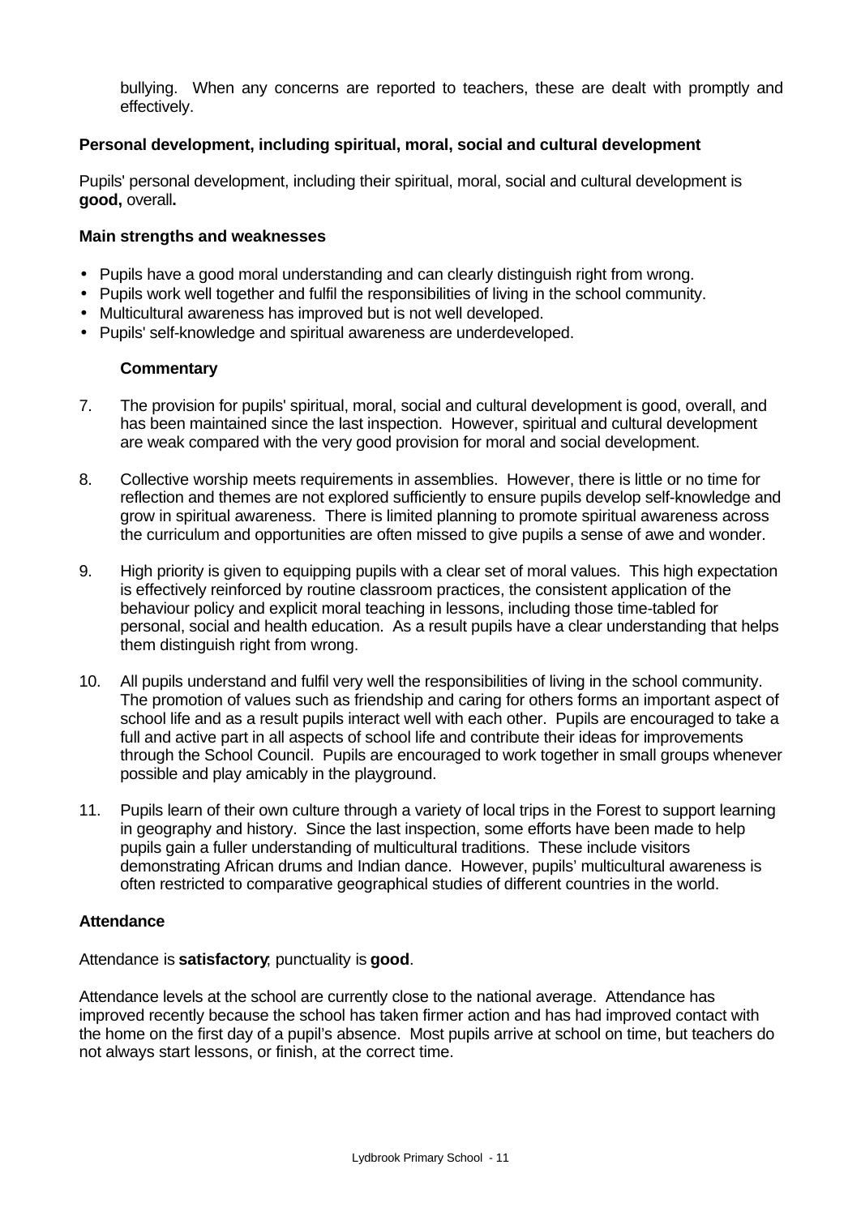bullying. When any concerns are reported to teachers, these are dealt with promptly and effectively.

### Personal development, including spiritual, moral, social and cultural development

Pupils' personal development, including their spiritual, moral, social and cultural development is **good,** overall**.**

#### Main strengths and weaknesses

- Pupils have a good moral understanding and can clearly distinguish right from wrong.
- Pupils work well together and fulfil the responsibilities of living in the school community.
- Multicultural awareness has improved but is not well developed.
- Pupils' self-knowledge and spiritual awareness are underdeveloped.

#### Commentary

7. The provision for pupils' spiritual, moral, social and cultural development is good, overall, and has been maintained since the last inspection. However, spiritual and cultural development are weak compared with the very good provision for moral and social development.

8. Collective worship meets requirements in assemblies. However, there is little or no time for reflection and themes are not explored sufficiently to ensure pupils develop self-knowledge and grow in spiritual awareness. There is limited planning to promote spiritual awareness across the curriculum and opportunities are often missed to give pupils a sense of awe and wonder.

9. High priority is given to equipping pupils with a clear set of moral values. This high expectation is effectively reinforced by routine classroom practices, the consistent application of the behaviour policy and explicit moral teaching in lessons, including those time-tabled for personal, social and health education. As a result pupils have a clear understanding that helps them distinguish right from wrong.

10. All pupils understand and fulfil very well the responsibilities of living in the school community. The promotion of values such as friendship and caring for others forms an important aspect of school life and as a result pupils interact well with each other. Pupils are encouraged to take a full and active part in all aspects of school life and contribute their ideas for improvements through the School Council. Pupils are encouraged to work together in small groups whenever possible and play amicably in the playground.

11. Pupils learn of their own culture through a variety of local trips in the Forest to support learning in geography and history. Since the last inspection, some efforts have been made to help pupils gain a fuller understanding of multicultural traditions. These include visitors demonstrating African drums and Indian dance. However, pupils' multicultural awareness is often restricted to comparative geographical studies of different countries in the world.

### Attendance

Attendance is **satisfactory**; punctuality is **good**.

Attendance levels at the school are currently close to the national average. Attendance has improved recently because the school has taken firmer action and has had improved contact with the home on the first day of a pupil's absence. Most pupils arrive at school on time, but teachers do not always start lessons, or finish, at the correct time.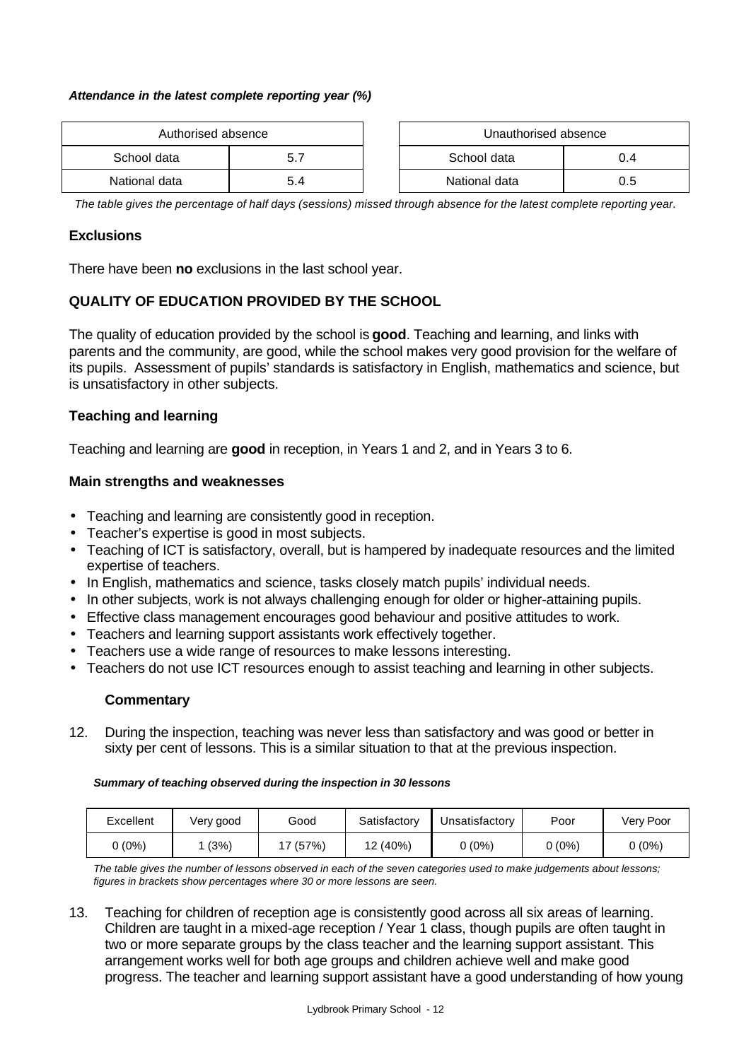***Attendance in the latest complete reporting year (%)***

| Authorised absence | |
|---|---|
| School data | 5.7 |
| National data | 5.4 |

| Unauthorised absence | |
|---|---|
| School data | 0.4 |
| National data | 0.5 |

*The table gives the percentage of half days (sessions) missed through absence for the latest complete reporting year.*

### Exclusions

There have been **no** exclusions in the last school year.

## QUALITY OF EDUCATION PROVIDED BY THE SCHOOL

The quality of education provided by the school is **good**. Teaching and learning, and links with parents and the community, are good, while the school makes very good provision for the welfare of its pupils. Assessment of pupils' standards is satisfactory in English, mathematics and science, but is unsatisfactory in other subjects.

### Teaching and learning

Teaching and learning are **good** in reception, in Years 1 and 2, and in Years 3 to 6.

### Main strengths and weaknesses

- Teaching and learning are consistently good in reception.
- Teacher's expertise is good in most subjects.
- Teaching of ICT is satisfactory, overall, but is hampered by inadequate resources and the limited expertise of teachers.
- In English, mathematics and science, tasks closely match pupils' individual needs.
- In other subjects, work is not always challenging enough for older or higher-attaining pupils.
- Effective class management encourages good behaviour and positive attitudes to work.
- Teachers and learning support assistants work effectively together.
- Teachers use a wide range of resources to make lessons interesting.
- Teachers do not use ICT resources enough to assist teaching and learning in other subjects.

#### Commentary

12. During the inspection, teaching was never less than satisfactory and was good or better in sixty per cent of lessons. This is a similar situation to that at the previous inspection.

***Summary of teaching observed during the inspection in 30 lessons***

| Excellent | Very good | Good | Satisfactory | Unsatisfactory | Poor | Very Poor |
|---|---|---|---|---|---|---|
| 0 (0%) | 1 (3%) | 17 (57%) | 12 (40%) | 0 (0%) | 0 (0%) | 0 (0%) |

*The table gives the number of lessons observed in each of the seven categories used to make judgements about lessons; figures in brackets show percentages where 30 or more lessons are seen.*

13. Teaching for children of reception age is consistently good across all six areas of learning. Children are taught in a mixed-age reception / Year 1 class, though pupils are often taught in two or more separate groups by the class teacher and the learning support assistant. This arrangement works well for both age groups and children achieve well and make good progress. The teacher and learning support assistant have a good understanding of how young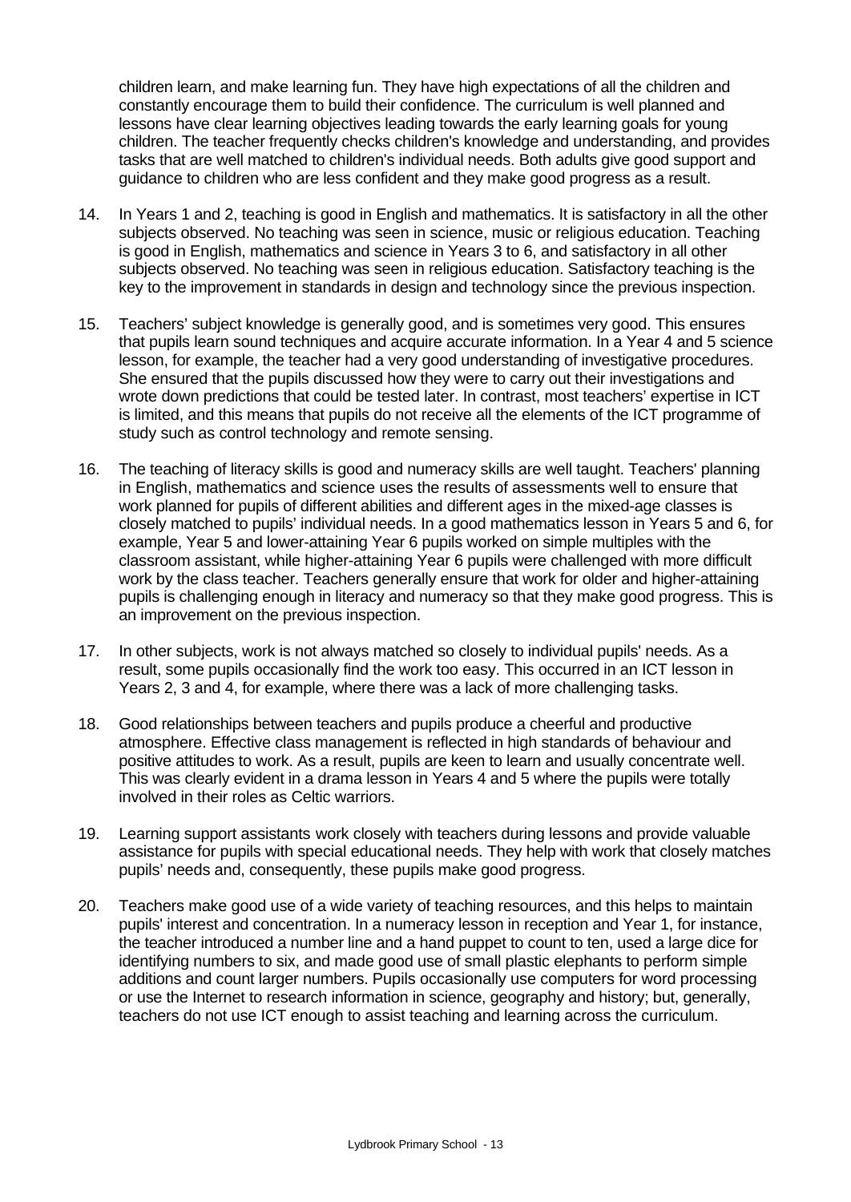children learn, and make learning fun. They have high expectations of all the children and constantly encourage them to build their confidence. The curriculum is well planned and lessons have clear learning objectives leading towards the early learning goals for young children. The teacher frequently checks children's knowledge and understanding, and provides tasks that are well matched to children's individual needs. Both adults give good support and guidance to children who are less confident and they make good progress as a result.

14. In Years 1 and 2, teaching is good in English and mathematics. It is satisfactory in all the other subjects observed. No teaching was seen in science, music or religious education. Teaching is good in English, mathematics and science in Years 3 to 6, and satisfactory in all other subjects observed. No teaching was seen in religious education. Satisfactory teaching is the key to the improvement in standards in design and technology since the previous inspection.

15. Teachers' subject knowledge is generally good, and is sometimes very good. This ensures that pupils learn sound techniques and acquire accurate information. In a Year 4 and 5 science lesson, for example, the teacher had a very good understanding of investigative procedures. She ensured that the pupils discussed how they were to carry out their investigations and wrote down predictions that could be tested later. In contrast, most teachers' expertise in ICT is limited, and this means that pupils do not receive all the elements of the ICT programme of study such as control technology and remote sensing.

16. The teaching of literacy skills is good and numeracy skills are well taught. Teachers' planning in English, mathematics and science uses the results of assessments well to ensure that work planned for pupils of different abilities and different ages in the mixed-age classes is closely matched to pupils' individual needs. In a good mathematics lesson in Years 5 and 6, for example, Year 5 and lower-attaining Year 6 pupils worked on simple multiples with the classroom assistant, while higher-attaining Year 6 pupils were challenged with more difficult work by the class teacher. Teachers generally ensure that work for older and higher-attaining pupils is challenging enough in literacy and numeracy so that they make good progress. This is an improvement on the previous inspection.

17. In other subjects, work is not always matched so closely to individual pupils' needs. As a result, some pupils occasionally find the work too easy. This occurred in an ICT lesson in Years 2, 3 and 4, for example, where there was a lack of more challenging tasks.

18. Good relationships between teachers and pupils produce a cheerful and productive atmosphere. Effective class management is reflected in high standards of behaviour and positive attitudes to work. As a result, pupils are keen to learn and usually concentrate well. This was clearly evident in a drama lesson in Years 4 and 5 where the pupils were totally involved in their roles as Celtic warriors.

19. Learning support assistants work closely with teachers during lessons and provide valuable assistance for pupils with special educational needs. They help with work that closely matches pupils' needs and, consequently, these pupils make good progress.

20. Teachers make good use of a wide variety of teaching resources, and this helps to maintain pupils' interest and concentration. In a numeracy lesson in reception and Year 1, for instance, the teacher introduced a number line and a hand puppet to count to ten, used a large dice for identifying numbers to six, and made good use of small plastic elephants to perform simple additions and count larger numbers. Pupils occasionally use computers for word processing or use the Internet to research information in science, geography and history; but, generally, teachers do not use ICT enough to assist teaching and learning across the curriculum.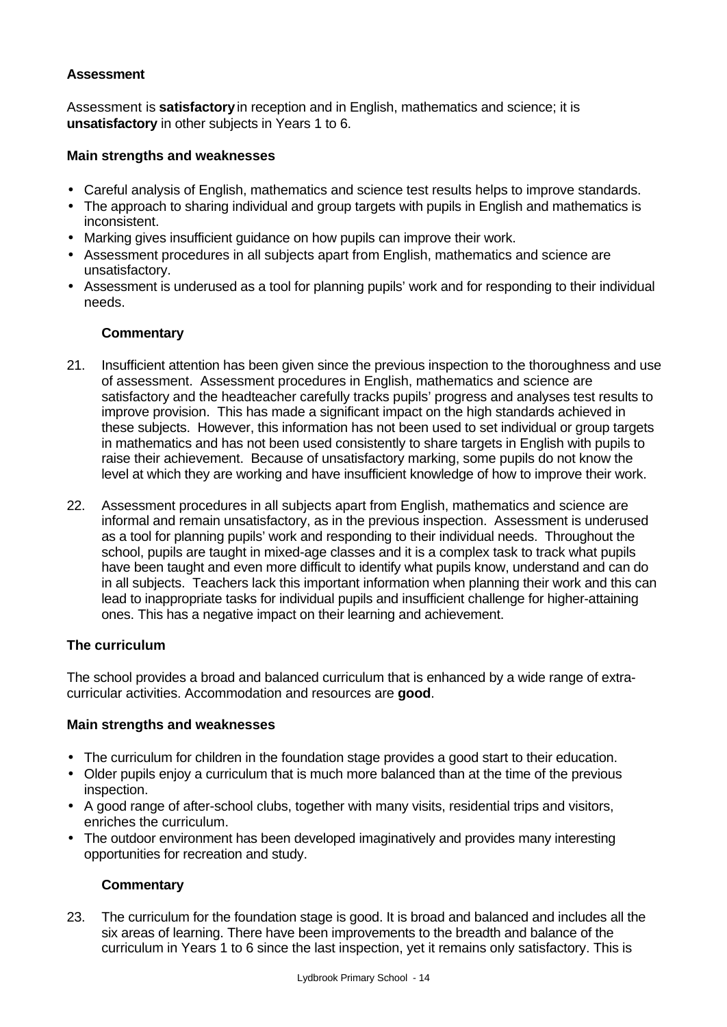### Assessment

Assessment is **satisfactory** in reception and in English, mathematics and science; it is **unsatisfactory** in other subjects in Years 1 to 6.

#### Main strengths and weaknesses

- Careful analysis of English, mathematics and science test results helps to improve standards.
- The approach to sharing individual and group targets with pupils in English and mathematics is inconsistent.
- Marking gives insufficient guidance on how pupils can improve their work.
- Assessment procedures in all subjects apart from English, mathematics and science are unsatisfactory.
- Assessment is underused as a tool for planning pupils' work and for responding to their individual needs.

#### Commentary

21. Insufficient attention has been given since the previous inspection to the thoroughness and use of assessment. Assessment procedures in English, mathematics and science are satisfactory and the headteacher carefully tracks pupils' progress and analyses test results to improve provision. This has made a significant impact on the high standards achieved in these subjects. However, this information has not been used to set individual or group targets in mathematics and has not been used consistently to share targets in English with pupils to raise their achievement. Because of unsatisfactory marking, some pupils do not know the level at which they are working and have insufficient knowledge of how to improve their work.

22. Assessment procedures in all subjects apart from English, mathematics and science are informal and remain unsatisfactory, as in the previous inspection. Assessment is underused as a tool for planning pupils' work and responding to their individual needs. Throughout the school, pupils are taught in mixed-age classes and it is a complex task to track what pupils have been taught and even more difficult to identify what pupils know, understand and can do in all subjects. Teachers lack this important information when planning their work and this can lead to inappropriate tasks for individual pupils and insufficient challenge for higher-attaining ones. This has a negative impact on their learning and achievement.

### The curriculum

The school provides a broad and balanced curriculum that is enhanced by a wide range of extra-curricular activities. Accommodation and resources are **good**.

#### Main strengths and weaknesses

- The curriculum for children in the foundation stage provides a good start to their education.
- Older pupils enjoy a curriculum that is much more balanced than at the time of the previous inspection.
- A good range of after-school clubs, together with many visits, residential trips and visitors, enriches the curriculum.
- The outdoor environment has been developed imaginatively and provides many interesting opportunities for recreation and study.

#### Commentary

23. The curriculum for the foundation stage is good. It is broad and balanced and includes all the six areas of learning. There have been improvements to the breadth and balance of the curriculum in Years 1 to 6 since the last inspection, yet it remains only satisfactory. This is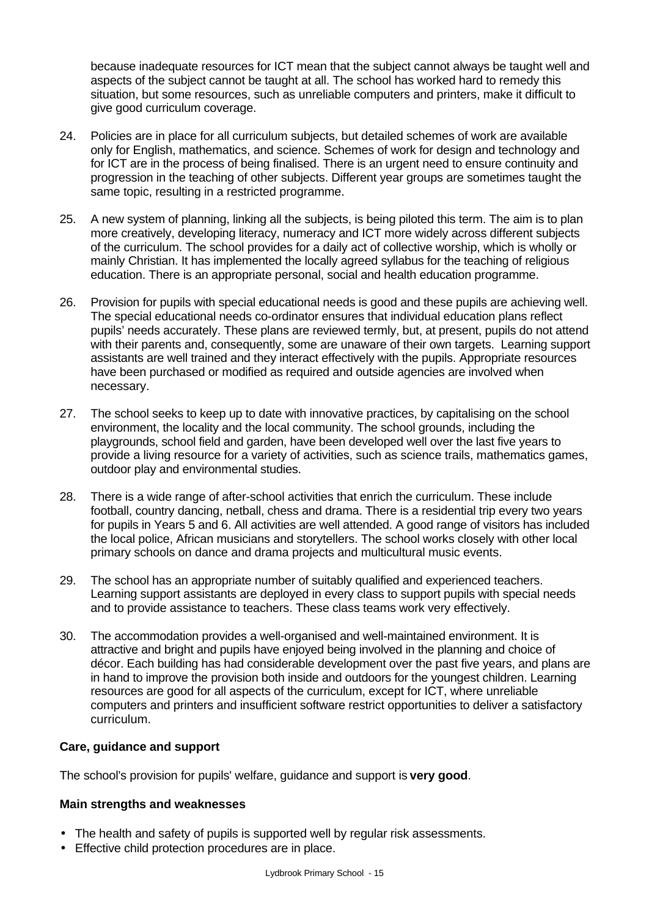because inadequate resources for ICT mean that the subject cannot always be taught well and aspects of the subject cannot be taught at all. The school has worked hard to remedy this situation, but some resources, such as unreliable computers and printers, make it difficult to give good curriculum coverage.

24. Policies are in place for all curriculum subjects, but detailed schemes of work are available only for English, mathematics, and science. Schemes of work for design and technology and for ICT are in the process of being finalised. There is an urgent need to ensure continuity and progression in the teaching of other subjects. Different year groups are sometimes taught the same topic, resulting in a restricted programme.

25. A new system of planning, linking all the subjects, is being piloted this term. The aim is to plan more creatively, developing literacy, numeracy and ICT more widely across different subjects of the curriculum. The school provides for a daily act of collective worship, which is wholly or mainly Christian. It has implemented the locally agreed syllabus for the teaching of religious education. There is an appropriate personal, social and health education programme.

26. Provision for pupils with special educational needs is good and these pupils are achieving well. The special educational needs co-ordinator ensures that individual education plans reflect pupils' needs accurately. These plans are reviewed termly, but, at present, pupils do not attend with their parents and, consequently, some are unaware of their own targets. Learning support assistants are well trained and they interact effectively with the pupils. Appropriate resources have been purchased or modified as required and outside agencies are involved when necessary.

27. The school seeks to keep up to date with innovative practices, by capitalising on the school environment, the locality and the local community. The school grounds, including the playgrounds, school field and garden, have been developed well over the last five years to provide a living resource for a variety of activities, such as science trails, mathematics games, outdoor play and environmental studies.

28. There is a wide range of after-school activities that enrich the curriculum. These include football, country dancing, netball, chess and drama. There is a residential trip every two years for pupils in Years 5 and 6. All activities are well attended. A good range of visitors has included the local police, African musicians and storytellers. The school works closely with other local primary schools on dance and drama projects and multicultural music events.

29. The school has an appropriate number of suitably qualified and experienced teachers. Learning support assistants are deployed in every class to support pupils with special needs and to provide assistance to teachers. These class teams work very effectively.

30. The accommodation provides a well-organised and well-maintained environment. It is attractive and bright and pupils have enjoyed being involved in the planning and choice of décor. Each building has had considerable development over the past five years, and plans are in hand to improve the provision both inside and outdoors for the youngest children. Learning resources are good for all aspects of the curriculum, except for ICT, where unreliable computers and printers and insufficient software restrict opportunities to deliver a satisfactory curriculum.

### Care, guidance and support

The school's provision for pupils' welfare, guidance and support is **very good**.

**Main strengths and weaknesses**

- The health and safety of pupils is supported well by regular risk assessments.
- Effective child protection procedures are in place.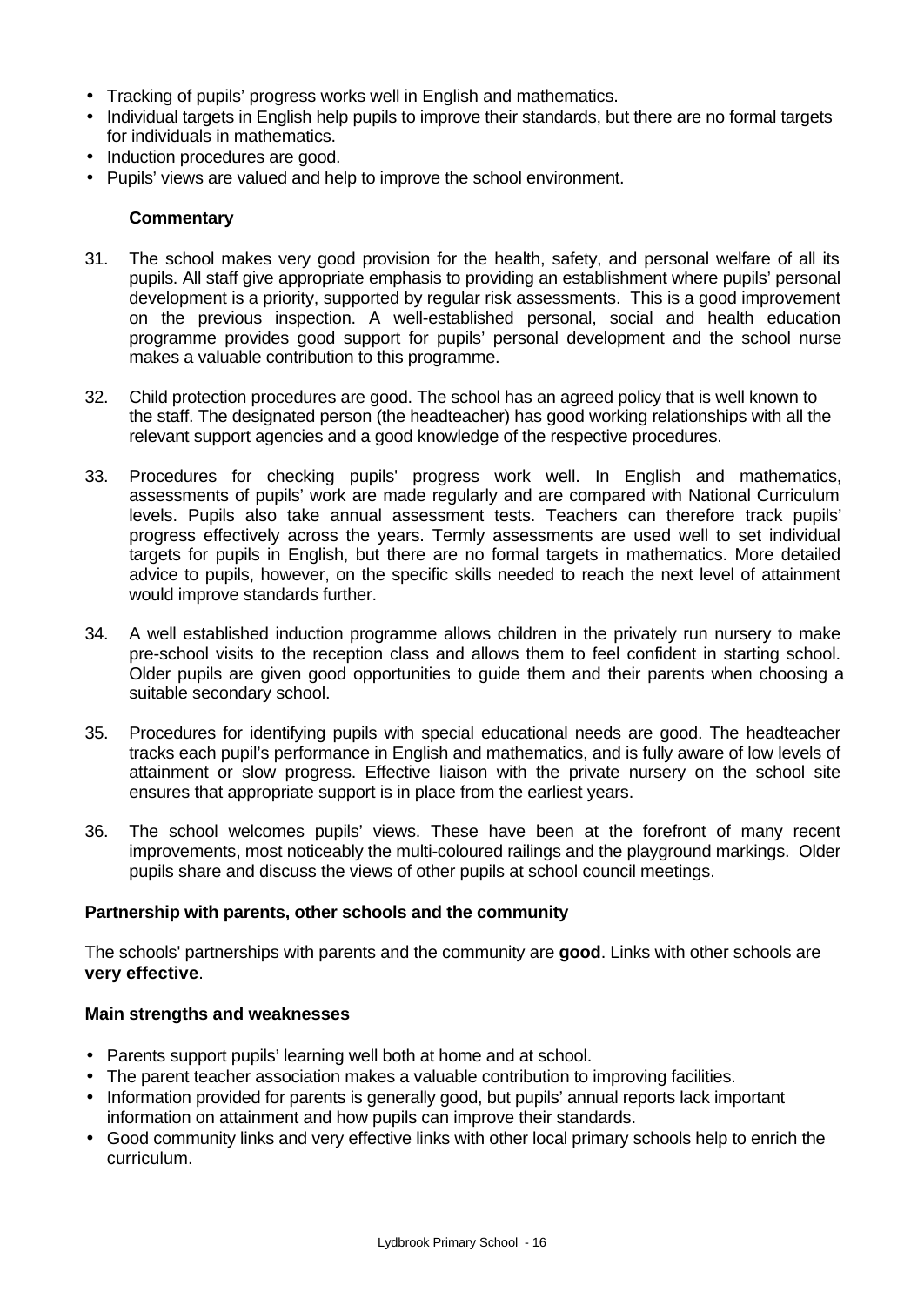- Tracking of pupils' progress works well in English and mathematics.
- Individual targets in English help pupils to improve their standards, but there are no formal targets for individuals in mathematics.
- Induction procedures are good.
- Pupils' views are valued and help to improve the school environment.

**Commentary**

31. The school makes very good provision for the health, safety, and personal welfare of all its pupils. All staff give appropriate emphasis to providing an establishment where pupils' personal development is a priority, supported by regular risk assessments. This is a good improvement on the previous inspection. A well-established personal, social and health education programme provides good support for pupils' personal development and the school nurse makes a valuable contribution to this programme.

32. Child protection procedures are good. The school has an agreed policy that is well known to the staff. The designated person (the headteacher) has good working relationships with all the relevant support agencies and a good knowledge of the respective procedures.

33. Procedures for checking pupils' progress work well. In English and mathematics, assessments of pupils' work are made regularly and are compared with National Curriculum levels. Pupils also take annual assessment tests. Teachers can therefore track pupils' progress effectively across the years. Termly assessments are used well to set individual targets for pupils in English, but there are no formal targets in mathematics. More detailed advice to pupils, however, on the specific skills needed to reach the next level of attainment would improve standards further.

34. A well established induction programme allows children in the privately run nursery to make pre-school visits to the reception class and allows them to feel confident in starting school. Older pupils are given good opportunities to guide them and their parents when choosing a suitable secondary school.

35. Procedures for identifying pupils with special educational needs are good. The headteacher tracks each pupil's performance in English and mathematics, and is fully aware of low levels of attainment or slow progress. Effective liaison with the private nursery on the school site ensures that appropriate support is in place from the earliest years.

36. The school welcomes pupils' views. These have been at the forefront of many recent improvements, most noticeably the multi-coloured railings and the playground markings. Older pupils share and discuss the views of other pupils at school council meetings.

**Partnership with parents, other schools and the community**

The schools' partnerships with parents and the community are **good**. Links with other schools are **very effective**.

**Main strengths and weaknesses**

- Parents support pupils' learning well both at home and at school.
- The parent teacher association makes a valuable contribution to improving facilities.
- Information provided for parents is generally good, but pupils' annual reports lack important information on attainment and how pupils can improve their standards.
- Good community links and very effective links with other local primary schools help to enrich the curriculum.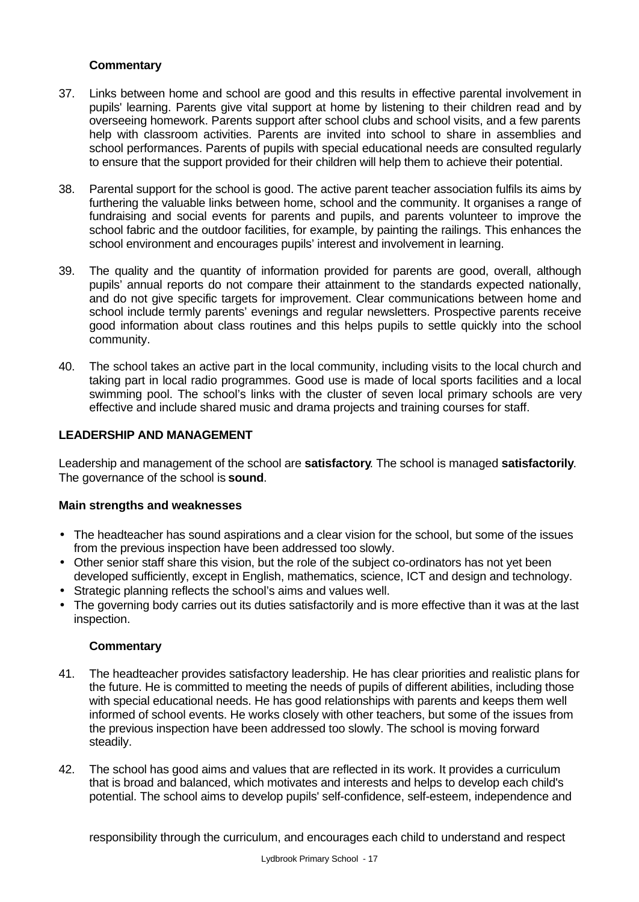**Commentary**

37. Links between home and school are good and this results in effective parental involvement in pupils' learning. Parents give vital support at home by listening to their children read and by overseeing homework. Parents support after school clubs and school visits, and a few parents help with classroom activities. Parents are invited into school to share in assemblies and school performances. Parents of pupils with special educational needs are consulted regularly to ensure that the support provided for their children will help them to achieve their potential.

38. Parental support for the school is good. The active parent teacher association fulfils its aims by furthering the valuable links between home, school and the community. It organises a range of fundraising and social events for parents and pupils, and parents volunteer to improve the school fabric and the outdoor facilities, for example, by painting the railings. This enhances the school environment and encourages pupils' interest and involvement in learning.

39. The quality and the quantity of information provided for parents are good, overall, although pupils' annual reports do not compare their attainment to the standards expected nationally, and do not give specific targets for improvement. Clear communications between home and school include termly parents' evenings and regular newsletters. Prospective parents receive good information about class routines and this helps pupils to settle quickly into the school community.

40. The school takes an active part in the local community, including visits to the local church and taking part in local radio programmes. Good use is made of local sports facilities and a local swimming pool. The school's links with the cluster of seven local primary schools are very effective and include shared music and drama projects and training courses for staff.

**LEADERSHIP AND MANAGEMENT**

Leadership and management of the school are **satisfactory**. The school is managed **satisfactorily**. The governance of the school is **sound**.

**Main strengths and weaknesses**

- The headteacher has sound aspirations and a clear vision for the school, but some of the issues from the previous inspection have been addressed too slowly.
- Other senior staff share this vision, but the role of the subject co-ordinators has not yet been developed sufficiently, except in English, mathematics, science, ICT and design and technology.
- Strategic planning reflects the school's aims and values well.
- The governing body carries out its duties satisfactorily and is more effective than it was at the last inspection.

**Commentary**

41. The headteacher provides satisfactory leadership. He has clear priorities and realistic plans for the future. He is committed to meeting the needs of pupils of different abilities, including those with special educational needs. He has good relationships with parents and keeps them well informed of school events. He works closely with other teachers, but some of the issues from the previous inspection have been addressed too slowly. The school is moving forward steadily.

42. The school has good aims and values that are reflected in its work. It provides a curriculum that is broad and balanced, which motivates and interests and helps to develop each child's potential. The school aims to develop pupils' self-confidence, self-esteem, independence and responsibility through the curriculum, and encourages each child to understand and respect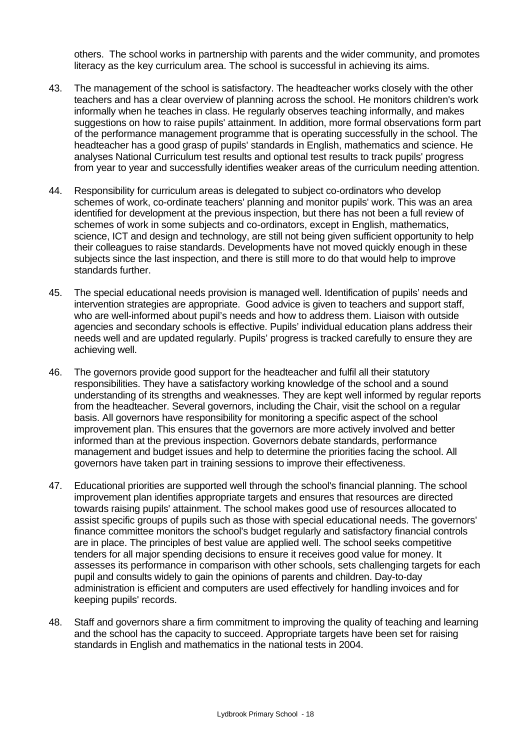others. The school works in partnership with parents and the wider community, and promotes literacy as the key curriculum area. The school is successful in achieving its aims.

43. The management of the school is satisfactory. The headteacher works closely with the other teachers and has a clear overview of planning across the school. He monitors children's work informally when he teaches in class. He regularly observes teaching informally, and makes suggestions on how to raise pupils' attainment. In addition, more formal observations form part of the performance management programme that is operating successfully in the school. The headteacher has a good grasp of pupils' standards in English, mathematics and science. He analyses National Curriculum test results and optional test results to track pupils' progress from year to year and successfully identifies weaker areas of the curriculum needing attention.

44. Responsibility for curriculum areas is delegated to subject co-ordinators who develop schemes of work, co-ordinate teachers' planning and monitor pupils' work. This was an area identified for development at the previous inspection, but there has not been a full review of schemes of work in some subjects and co-ordinators, except in English, mathematics, science, ICT and design and technology, are still not being given sufficient opportunity to help their colleagues to raise standards. Developments have not moved quickly enough in these subjects since the last inspection, and there is still more to do that would help to improve standards further.

45. The special educational needs provision is managed well. Identification of pupils' needs and intervention strategies are appropriate. Good advice is given to teachers and support staff, who are well-informed about pupil's needs and how to address them. Liaison with outside agencies and secondary schools is effective. Pupils' individual education plans address their needs well and are updated regularly. Pupils' progress is tracked carefully to ensure they are achieving well.

46. The governors provide good support for the headteacher and fulfil all their statutory responsibilities. They have a satisfactory working knowledge of the school and a sound understanding of its strengths and weaknesses. They are kept well informed by regular reports from the headteacher. Several governors, including the Chair, visit the school on a regular basis. All governors have responsibility for monitoring a specific aspect of the school improvement plan. This ensures that the governors are more actively involved and better informed than at the previous inspection. Governors debate standards, performance management and budget issues and help to determine the priorities facing the school. All governors have taken part in training sessions to improve their effectiveness.

47. Educational priorities are supported well through the school's financial planning. The school improvement plan identifies appropriate targets and ensures that resources are directed towards raising pupils' attainment. The school makes good use of resources allocated to assist specific groups of pupils such as those with special educational needs. The governors' finance committee monitors the school's budget regularly and satisfactory financial controls are in place. The principles of best value are applied well. The school seeks competitive tenders for all major spending decisions to ensure it receives good value for money. It assesses its performance in comparison with other schools, sets challenging targets for each pupil and consults widely to gain the opinions of parents and children. Day-to-day administration is efficient and computers are used effectively for handling invoices and for keeping pupils' records.

48. Staff and governors share a firm commitment to improving the quality of teaching and learning and the school has the capacity to succeed. Appropriate targets have been set for raising standards in English and mathematics in the national tests in 2004.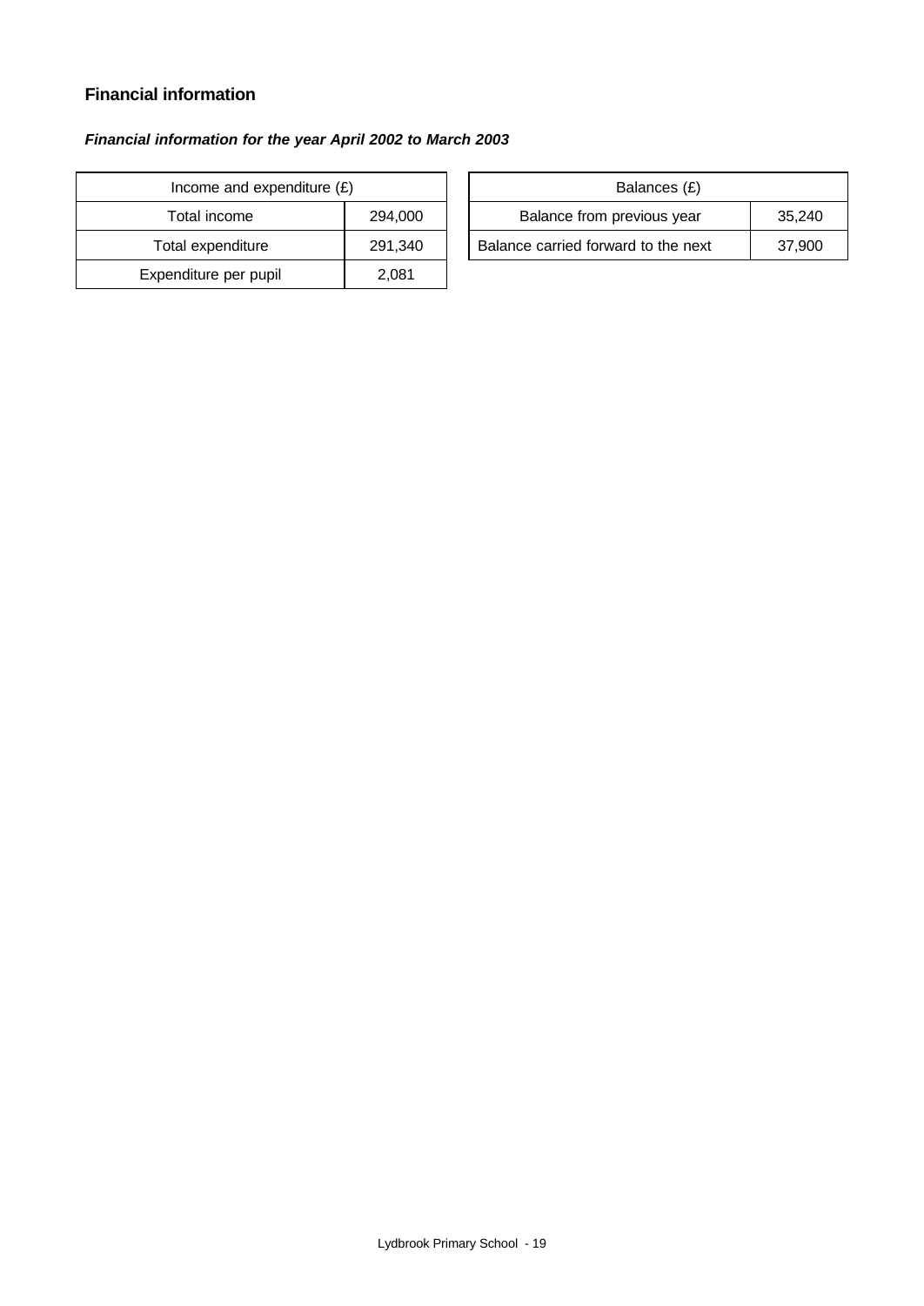### Financial information

***Financial information for the year April 2002 to March 2003***

| Income and expenditure (£) | |
|---|---|
| Total income | 294,000 |
| Total expenditure | 291,340 |
| Expenditure per pupil | 2,081 |

| Balances (£) | |
|---|---|
| Balance from previous year | 35,240 |
| Balance carried forward to the next | 37,900 |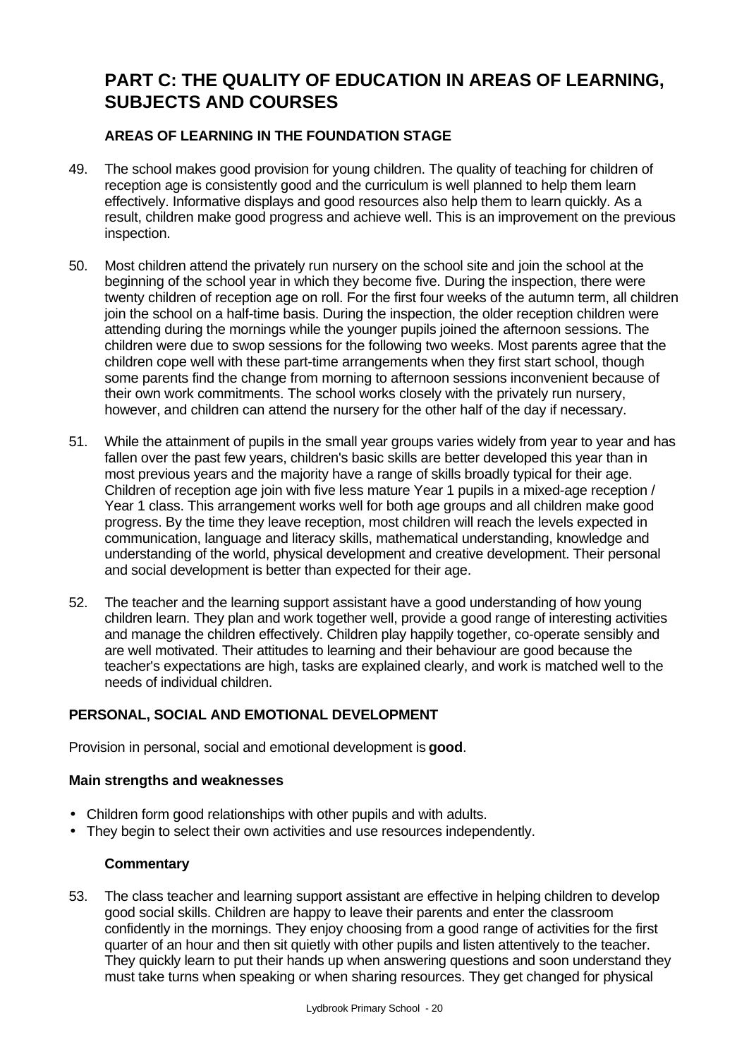# PART C: THE QUALITY OF EDUCATION IN AREAS OF LEARNING, SUBJECTS AND COURSES

## AREAS OF LEARNING IN THE FOUNDATION STAGE

49. The school makes good provision for young children. The quality of teaching for children of reception age is consistently good and the curriculum is well planned to help them learn effectively. Informative displays and good resources also help them to learn quickly. As a result, children make good progress and achieve well. This is an improvement on the previous inspection.

50. Most children attend the privately run nursery on the school site and join the school at the beginning of the school year in which they become five. During the inspection, there were twenty children of reception age on roll. For the first four weeks of the autumn term, all children join the school on a half-time basis. During the inspection, the older reception children were attending during the mornings while the younger pupils joined the afternoon sessions. The children were due to swop sessions for the following two weeks. Most parents agree that the children cope well with these part-time arrangements when they first start school, though some parents find the change from morning to afternoon sessions inconvenient because of their own work commitments. The school works closely with the privately run nursery, however, and children can attend the nursery for the other half of the day if necessary.

51. While the attainment of pupils in the small year groups varies widely from year to year and has fallen over the past few years, children's basic skills are better developed this year than in most previous years and the majority have a range of skills broadly typical for their age. Children of reception age join with five less mature Year 1 pupils in a mixed-age reception / Year 1 class. This arrangement works well for both age groups and all children make good progress. By the time they leave reception, most children will reach the levels expected in communication, language and literacy skills, mathematical understanding, knowledge and understanding of the world, physical development and creative development. Their personal and social development is better than expected for their age.

52. The teacher and the learning support assistant have a good understanding of how young children learn. They plan and work together well, provide a good range of interesting activities and manage the children effectively. Children play happily together, co-operate sensibly and are well motivated. Their attitudes to learning and their behaviour are good because the teacher's expectations are high, tasks are explained clearly, and work is matched well to the needs of individual children.

## PERSONAL, SOCIAL AND EMOTIONAL DEVELOPMENT

Provision in personal, social and emotional development is **good**.

### Main strengths and weaknesses

- Children form good relationships with other pupils and with adults.
- They begin to select their own activities and use resources independently.

### Commentary

53. The class teacher and learning support assistant are effective in helping children to develop good social skills. Children are happy to leave their parents and enter the classroom confidently in the mornings. They enjoy choosing from a good range of activities for the first quarter of an hour and then sit quietly with other pupils and listen attentively to the teacher. They quickly learn to put their hands up when answering questions and soon understand they must take turns when speaking or when sharing resources. They get changed for physical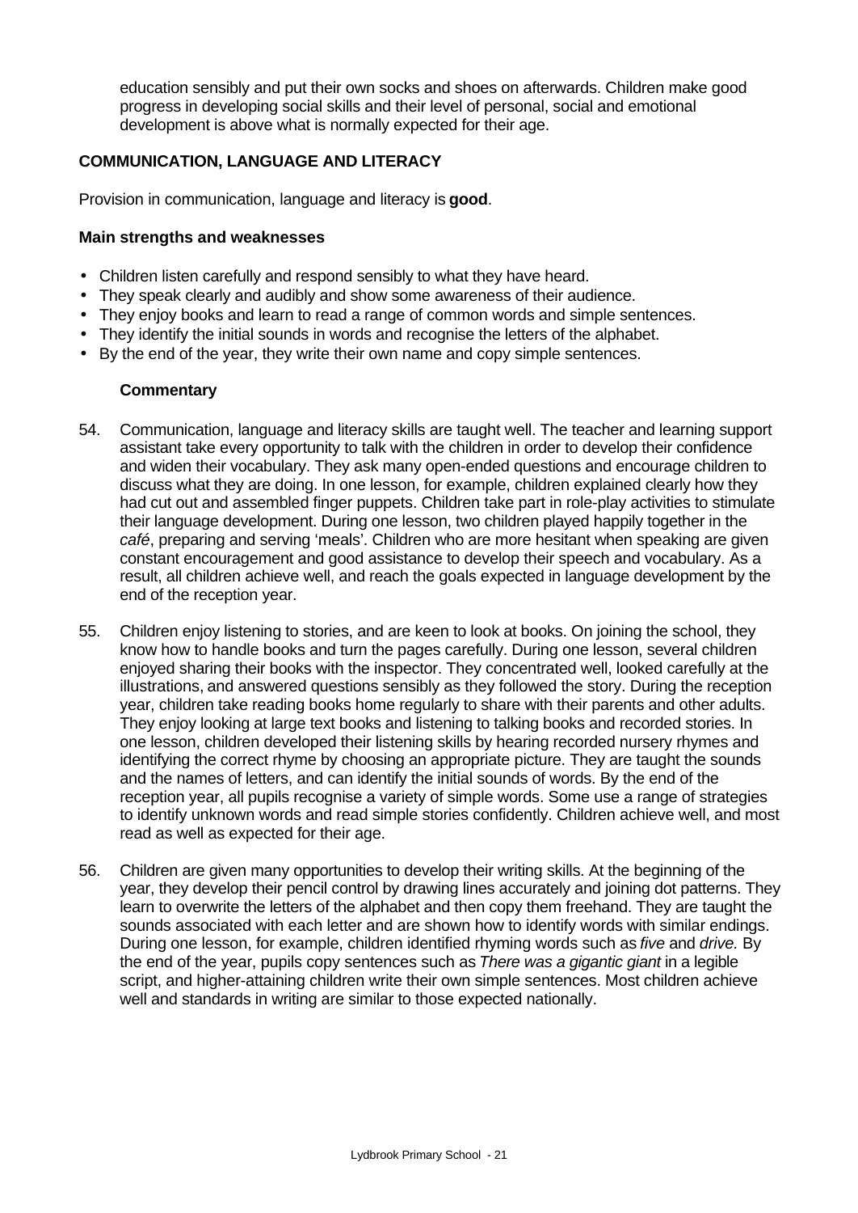education sensibly and put their own socks and shoes on afterwards. Children make good progress in developing social skills and their level of personal, social and emotional development is above what is normally expected for their age.

### COMMUNICATION, LANGUAGE AND LITERACY

Provision in communication, language and literacy is **good**.

#### Main strengths and weaknesses

- Children listen carefully and respond sensibly to what they have heard.
- They speak clearly and audibly and show some awareness of their audience.
- They enjoy books and learn to read a range of common words and simple sentences.
- They identify the initial sounds in words and recognise the letters of the alphabet.
- By the end of the year, they write their own name and copy simple sentences.

#### Commentary

54. Communication, language and literacy skills are taught well. The teacher and learning support assistant take every opportunity to talk with the children in order to develop their confidence and widen their vocabulary. They ask many open-ended questions and encourage children to discuss what they are doing. In one lesson, for example, children explained clearly how they had cut out and assembled finger puppets. Children take part in role-play activities to stimulate their language development. During one lesson, two children played happily together in the *café*, preparing and serving 'meals'. Children who are more hesitant when speaking are given constant encouragement and good assistance to develop their speech and vocabulary. As a result, all children achieve well, and reach the goals expected in language development by the end of the reception year.

55. Children enjoy listening to stories, and are keen to look at books. On joining the school, they know how to handle books and turn the pages carefully. During one lesson, several children enjoyed sharing their books with the inspector. They concentrated well, looked carefully at the illustrations, and answered questions sensibly as they followed the story. During the reception year, children take reading books home regularly to share with their parents and other adults. They enjoy looking at large text books and listening to talking books and recorded stories. In one lesson, children developed their listening skills by hearing recorded nursery rhymes and identifying the correct rhyme by choosing an appropriate picture. They are taught the sounds and the names of letters, and can identify the initial sounds of words. By the end of the reception year, all pupils recognise a variety of simple words. Some use a range of strategies to identify unknown words and read simple stories confidently. Children achieve well, and most read as well as expected for their age.

56. Children are given many opportunities to develop their writing skills. At the beginning of the year, they develop their pencil control by drawing lines accurately and joining dot patterns. They learn to overwrite the letters of the alphabet and then copy them freehand. They are taught the sounds associated with each letter and are shown how to identify words with similar endings. During one lesson, for example, children identified rhyming words such as *five* and *drive.* By the end of the year, pupils copy sentences such as *There was a gigantic giant* in a legible script, and higher-attaining children write their own simple sentences. Most children achieve well and standards in writing are similar to those expected nationally.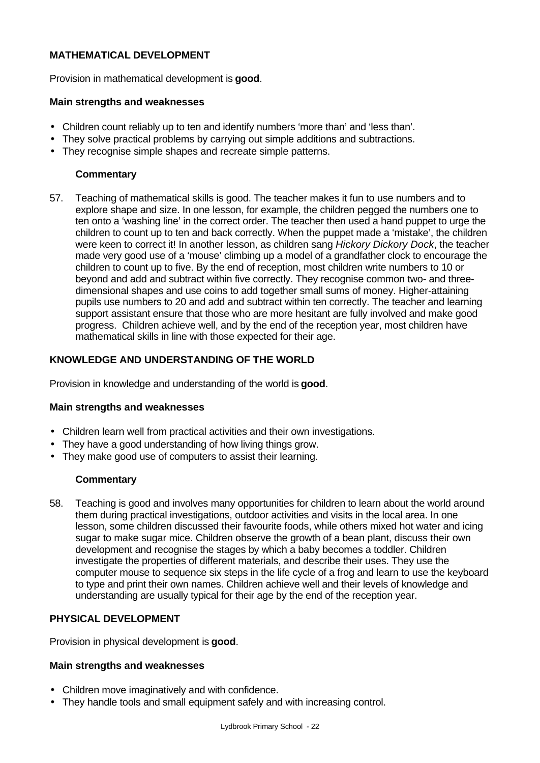## MATHEMATICAL DEVELOPMENT

Provision in mathematical development is **good**.

### Main strengths and weaknesses

- Children count reliably up to ten and identify numbers 'more than' and 'less than'.
- They solve practical problems by carrying out simple additions and subtractions.
- They recognise simple shapes and recreate simple patterns.

#### Commentary

57. Teaching of mathematical skills is good. The teacher makes it fun to use numbers and to explore shape and size. In one lesson, for example, the children pegged the numbers one to ten onto a 'washing line' in the correct order. The teacher then used a hand puppet to urge the children to count up to ten and back correctly. When the puppet made a 'mistake', the children were keen to correct it! In another lesson, as children sang *Hickory Dickory Dock*, the teacher made very good use of a 'mouse' climbing up a model of a grandfather clock to encourage the children to count up to five. By the end of reception, most children write numbers to 10 or beyond and add and subtract within five correctly. They recognise common two- and three-dimensional shapes and use coins to add together small sums of money. Higher-attaining pupils use numbers to 20 and add and subtract within ten correctly. The teacher and learning support assistant ensure that those who are more hesitant are fully involved and make good progress. Children achieve well, and by the end of the reception year, most children have mathematical skills in line with those expected for their age.

## KNOWLEDGE AND UNDERSTANDING OF THE WORLD

Provision in knowledge and understanding of the world is **good**.

### Main strengths and weaknesses

- Children learn well from practical activities and their own investigations.
- They have a good understanding of how living things grow.
- They make good use of computers to assist their learning.

#### Commentary

58. Teaching is good and involves many opportunities for children to learn about the world around them during practical investigations, outdoor activities and visits in the local area. In one lesson, some children discussed their favourite foods, while others mixed hot water and icing sugar to make sugar mice. Children observe the growth of a bean plant, discuss their own development and recognise the stages by which a baby becomes a toddler. Children investigate the properties of different materials, and describe their uses. They use the computer mouse to sequence six steps in the life cycle of a frog and learn to use the keyboard to type and print their own names. Children achieve well and their levels of knowledge and understanding are usually typical for their age by the end of the reception year.

## PHYSICAL DEVELOPMENT

Provision in physical development is **good**.

### Main strengths and weaknesses

- Children move imaginatively and with confidence.
- They handle tools and small equipment safely and with increasing control.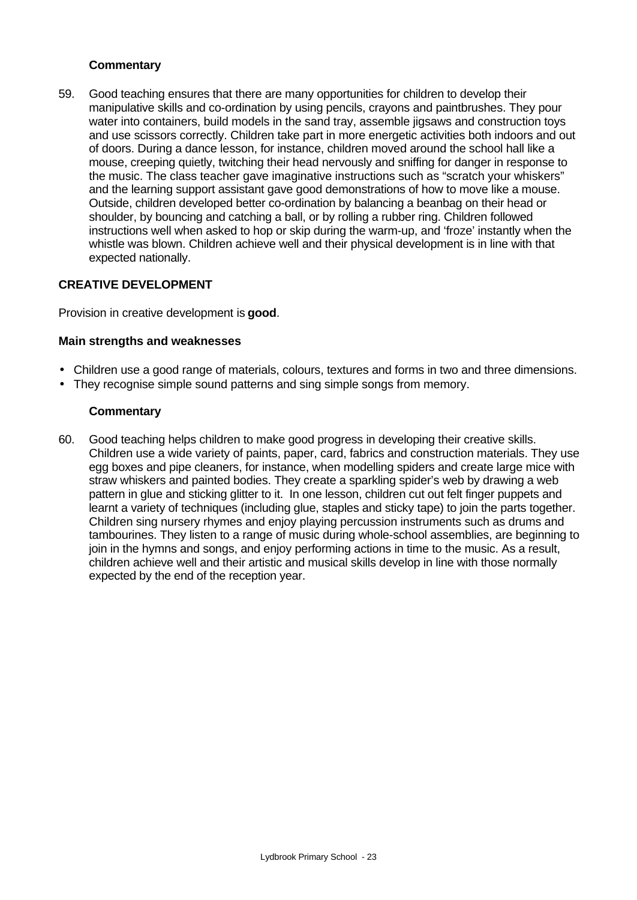### Commentary

59. Good teaching ensures that there are many opportunities for children to develop their manipulative skills and co-ordination by using pencils, crayons and paintbrushes. They pour water into containers, build models in the sand tray, assemble jigsaws and construction toys and use scissors correctly. Children take part in more energetic activities both indoors and out of doors. During a dance lesson, for instance, children moved around the school hall like a mouse, creeping quietly, twitching their head nervously and sniffing for danger in response to the music. The class teacher gave imaginative instructions such as "scratch your whiskers" and the learning support assistant gave good demonstrations of how to move like a mouse. Outside, children developed better co-ordination by balancing a beanbag on their head or shoulder, by bouncing and catching a ball, or by rolling a rubber ring. Children followed instructions well when asked to hop or skip during the warm-up, and 'froze' instantly when the whistle was blown. Children achieve well and their physical development is in line with that expected nationally.

## CREATIVE DEVELOPMENT

Provision in creative development is **good**.

### Main strengths and weaknesses

- Children use a good range of materials, colours, textures and forms in two and three dimensions.
- They recognise simple sound patterns and sing simple songs from memory.

### Commentary

60. Good teaching helps children to make good progress in developing their creative skills. Children use a wide variety of paints, paper, card, fabrics and construction materials. They use egg boxes and pipe cleaners, for instance, when modelling spiders and create large mice with straw whiskers and painted bodies. They create a sparkling spider's web by drawing a web pattern in glue and sticking glitter to it. In one lesson, children cut out felt finger puppets and learnt a variety of techniques (including glue, staples and sticky tape) to join the parts together. Children sing nursery rhymes and enjoy playing percussion instruments such as drums and tambourines. They listen to a range of music during whole-school assemblies, are beginning to join in the hymns and songs, and enjoy performing actions in time to the music. As a result, children achieve well and their artistic and musical skills develop in line with those normally expected by the end of the reception year.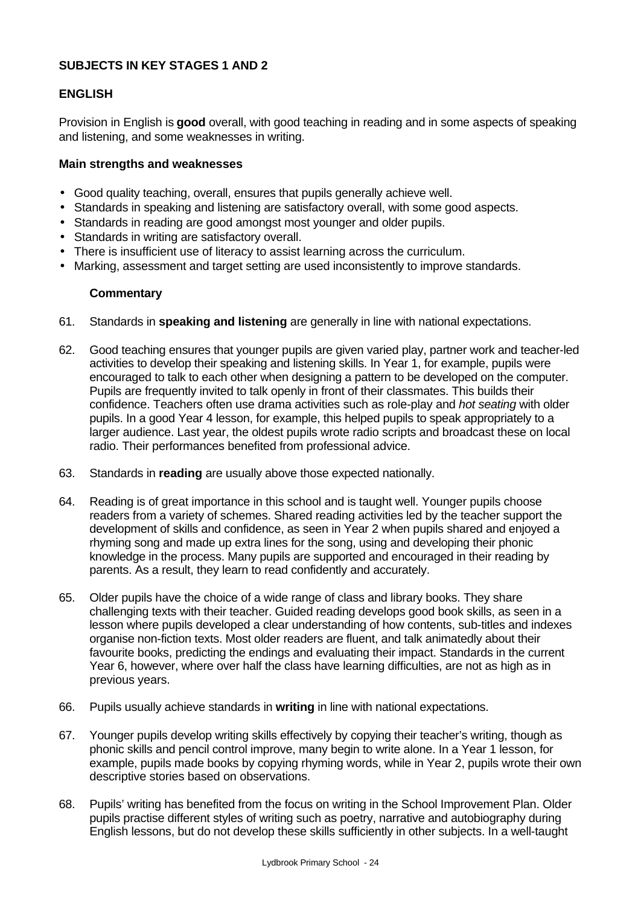## SUBJECTS IN KEY STAGES 1 AND 2

### ENGLISH

Provision in English is **good** overall, with good teaching in reading and in some aspects of speaking and listening, and some weaknesses in writing.

#### Main strengths and weaknesses

- Good quality teaching, overall, ensures that pupils generally achieve well.
- Standards in speaking and listening are satisfactory overall, with some good aspects.
- Standards in reading are good amongst most younger and older pupils.
- Standards in writing are satisfactory overall.
- There is insufficient use of literacy to assist learning across the curriculum.
- Marking, assessment and target setting are used inconsistently to improve standards.

#### Commentary

61. Standards in **speaking and listening** are generally in line with national expectations.

62. Good teaching ensures that younger pupils are given varied play, partner work and teacher-led activities to develop their speaking and listening skills. In Year 1, for example, pupils were encouraged to talk to each other when designing a pattern to be developed on the computer. Pupils are frequently invited to talk openly in front of their classmates. This builds their confidence. Teachers often use drama activities such as role-play and *hot seating* with older pupils. In a good Year 4 lesson, for example, this helped pupils to speak appropriately to a larger audience. Last year, the oldest pupils wrote radio scripts and broadcast these on local radio. Their performances benefited from professional advice.

63. Standards in **reading** are usually above those expected nationally.

64. Reading is of great importance in this school and is taught well. Younger pupils choose readers from a variety of schemes. Shared reading activities led by the teacher support the development of skills and confidence, as seen in Year 2 when pupils shared and enjoyed a rhyming song and made up extra lines for the song, using and developing their phonic knowledge in the process. Many pupils are supported and encouraged in their reading by parents. As a result, they learn to read confidently and accurately.

65. Older pupils have the choice of a wide range of class and library books. They share challenging texts with their teacher. Guided reading develops good book skills, as seen in a lesson where pupils developed a clear understanding of how contents, sub-titles and indexes organise non-fiction texts. Most older readers are fluent, and talk animatedly about their favourite books, predicting the endings and evaluating their impact. Standards in the current Year 6, however, where over half the class have learning difficulties, are not as high as in previous years.

66. Pupils usually achieve standards in **writing** in line with national expectations.

67. Younger pupils develop writing skills effectively by copying their teacher's writing, though as phonic skills and pencil control improve, many begin to write alone. In a Year 1 lesson, for example, pupils made books by copying rhyming words, while in Year 2, pupils wrote their own descriptive stories based on observations.

68. Pupils' writing has benefited from the focus on writing in the School Improvement Plan. Older pupils practise different styles of writing such as poetry, narrative and autobiography during English lessons, but do not develop these skills sufficiently in other subjects. In a well-taught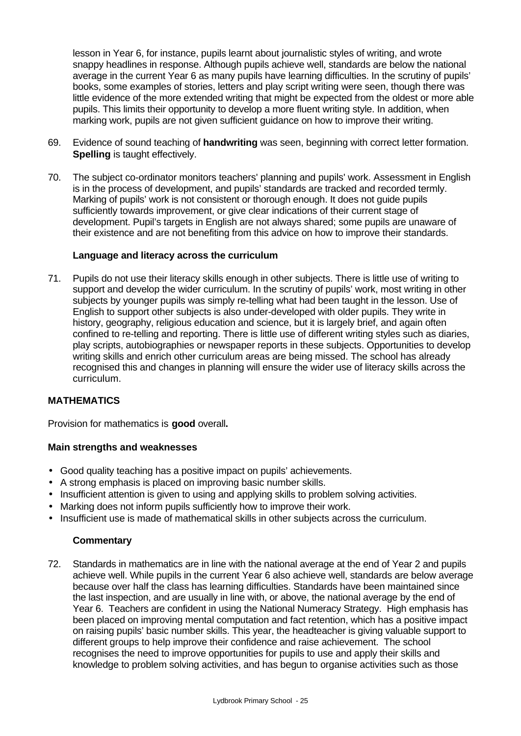lesson in Year 6, for instance, pupils learnt about journalistic styles of writing, and wrote snappy headlines in response. Although pupils achieve well, standards are below the national average in the current Year 6 as many pupils have learning difficulties. In the scrutiny of pupils' books, some examples of stories, letters and play script writing were seen, though there was little evidence of the more extended writing that might be expected from the oldest or more able pupils. This limits their opportunity to develop a more fluent writing style. In addition, when marking work, pupils are not given sufficient guidance on how to improve their writing.

69. Evidence of sound teaching of **handwriting** was seen, beginning with correct letter formation. **Spelling** is taught effectively.

70. The subject co-ordinator monitors teachers' planning and pupils' work. Assessment in English is in the process of development, and pupils' standards are tracked and recorded termly. Marking of pupils' work is not consistent or thorough enough. It does not guide pupils sufficiently towards improvement, or give clear indications of their current stage of development. Pupil's targets in English are not always shared; some pupils are unaware of their existence and are not benefiting from this advice on how to improve their standards.

### Language and literacy across the curriculum

71. Pupils do not use their literacy skills enough in other subjects. There is little use of writing to support and develop the wider curriculum. In the scrutiny of pupils' work, most writing in other subjects by younger pupils was simply re-telling what had been taught in the lesson. Use of English to support other subjects is also under-developed with older pupils. They write in history, geography, religious education and science, but it is largely brief, and again often confined to re-telling and reporting. There is little use of different writing styles such as diaries, play scripts, autobiographies or newspaper reports in these subjects. Opportunities to develop writing skills and enrich other curriculum areas are being missed. The school has already recognised this and changes in planning will ensure the wider use of literacy skills across the curriculum.

## MATHEMATICS

Provision for mathematics is **good** overall**.**

### Main strengths and weaknesses

- Good quality teaching has a positive impact on pupils' achievements.
- A strong emphasis is placed on improving basic number skills.
- Insufficient attention is given to using and applying skills to problem solving activities.
- Marking does not inform pupils sufficiently how to improve their work.
- Insufficient use is made of mathematical skills in other subjects across the curriculum.

### Commentary

72. Standards in mathematics are in line with the national average at the end of Year 2 and pupils achieve well. While pupils in the current Year 6 also achieve well, standards are below average because over half the class has learning difficulties. Standards have been maintained since the last inspection, and are usually in line with, or above, the national average by the end of Year 6. Teachers are confident in using the National Numeracy Strategy. High emphasis has been placed on improving mental computation and fact retention, which has a positive impact on raising pupils' basic number skills. This year, the headteacher is giving valuable support to different groups to help improve their confidence and raise achievement. The school recognises the need to improve opportunities for pupils to use and apply their skills and knowledge to problem solving activities, and has begun to organise activities such as those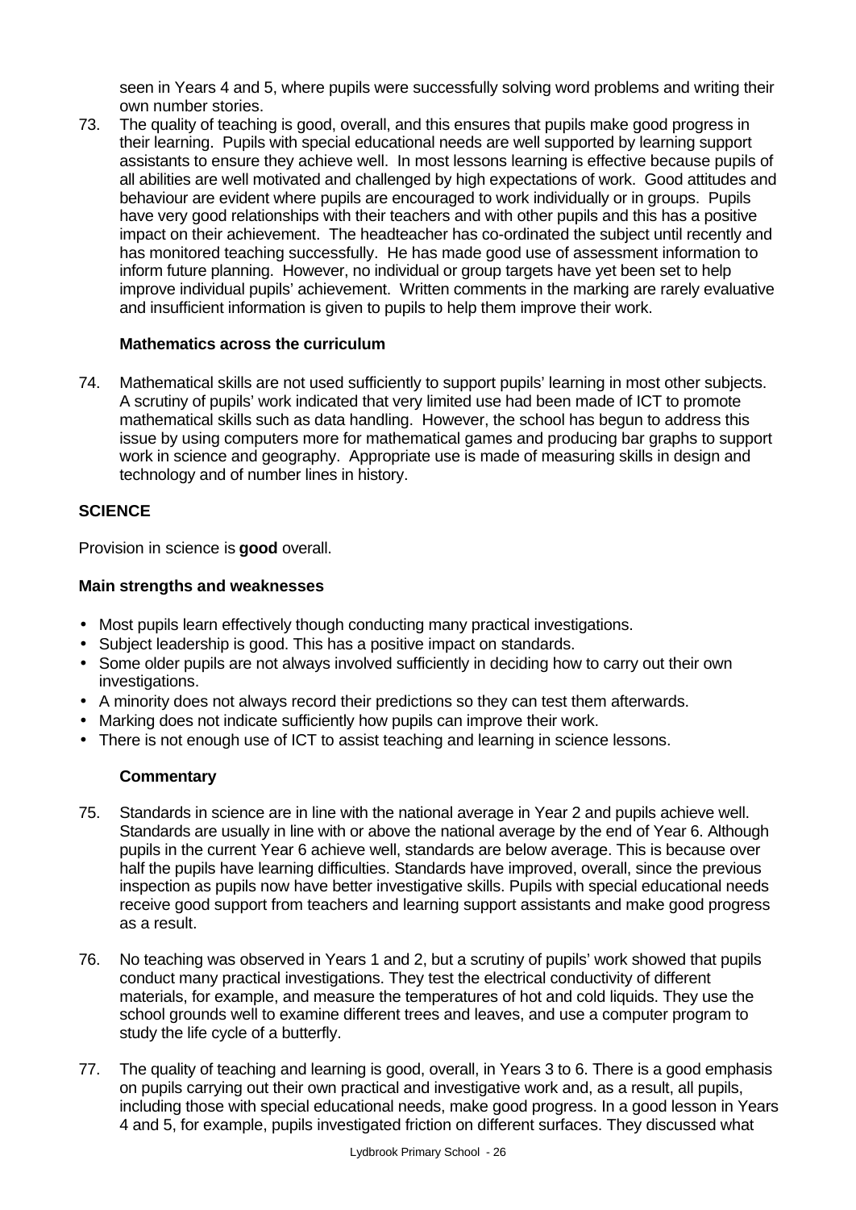seen in Years 4 and 5, where pupils were successfully solving word problems and writing their own number stories.

73. The quality of teaching is good, overall, and this ensures that pupils make good progress in their learning. Pupils with special educational needs are well supported by learning support assistants to ensure they achieve well. In most lessons learning is effective because pupils of all abilities are well motivated and challenged by high expectations of work. Good attitudes and behaviour are evident where pupils are encouraged to work individually or in groups. Pupils have very good relationships with their teachers and with other pupils and this has a positive impact on their achievement. The headteacher has co-ordinated the subject until recently and has monitored teaching successfully. He has made good use of assessment information to inform future planning. However, no individual or group targets have yet been set to help improve individual pupils' achievement. Written comments in the marking are rarely evaluative and insufficient information is given to pupils to help them improve their work.

### Mathematics across the curriculum

74. Mathematical skills are not used sufficiently to support pupils' learning in most other subjects. A scrutiny of pupils' work indicated that very limited use had been made of ICT to promote mathematical skills such as data handling. However, the school has begun to address this issue by using computers more for mathematical games and producing bar graphs to support work in science and geography. Appropriate use is made of measuring skills in design and technology and of number lines in history.

## SCIENCE

Provision in science is **good** overall.

### Main strengths and weaknesses

- Most pupils learn effectively though conducting many practical investigations.
- Subject leadership is good. This has a positive impact on standards.
- Some older pupils are not always involved sufficiently in deciding how to carry out their own investigations.
- A minority does not always record their predictions so they can test them afterwards.
- Marking does not indicate sufficiently how pupils can improve their work.
- There is not enough use of ICT to assist teaching and learning in science lessons.

### Commentary

75. Standards in science are in line with the national average in Year 2 and pupils achieve well. Standards are usually in line with or above the national average by the end of Year 6. Although pupils in the current Year 6 achieve well, standards are below average. This is because over half the pupils have learning difficulties. Standards have improved, overall, since the previous inspection as pupils now have better investigative skills. Pupils with special educational needs receive good support from teachers and learning support assistants and make good progress as a result.

76. No teaching was observed in Years 1 and 2, but a scrutiny of pupils' work showed that pupils conduct many practical investigations. They test the electrical conductivity of different materials, for example, and measure the temperatures of hot and cold liquids. They use the school grounds well to examine different trees and leaves, and use a computer program to study the life cycle of a butterfly.

77. The quality of teaching and learning is good, overall, in Years 3 to 6. There is a good emphasis on pupils carrying out their own practical and investigative work and, as a result, all pupils, including those with special educational needs, make good progress. In a good lesson in Years 4 and 5, for example, pupils investigated friction on different surfaces. They discussed what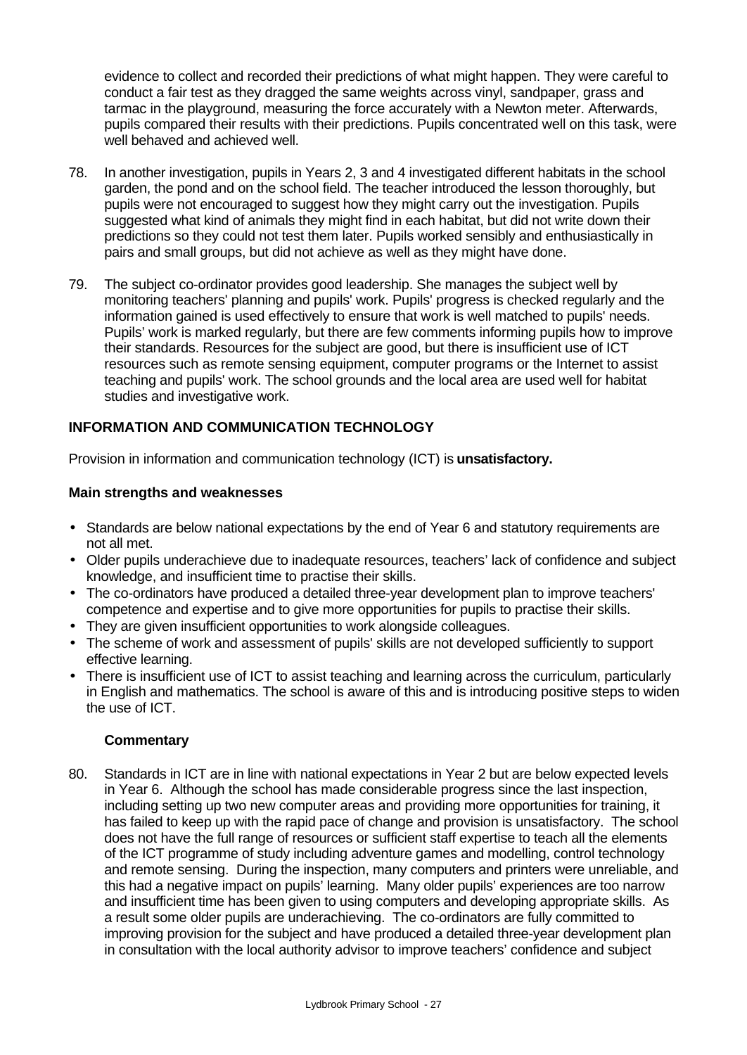evidence to collect and recorded their predictions of what might happen. They were careful to conduct a fair test as they dragged the same weights across vinyl, sandpaper, grass and tarmac in the playground, measuring the force accurately with a Newton meter. Afterwards, pupils compared their results with their predictions. Pupils concentrated well on this task, were well behaved and achieved well.

78. In another investigation, pupils in Years 2, 3 and 4 investigated different habitats in the school garden, the pond and on the school field. The teacher introduced the lesson thoroughly, but pupils were not encouraged to suggest how they might carry out the investigation. Pupils suggested what kind of animals they might find in each habitat, but did not write down their predictions so they could not test them later. Pupils worked sensibly and enthusiastically in pairs and small groups, but did not achieve as well as they might have done.

79. The subject co-ordinator provides good leadership. She manages the subject well by monitoring teachers' planning and pupils' work. Pupils' progress is checked regularly and the information gained is used effectively to ensure that work is well matched to pupils' needs. Pupils' work is marked regularly, but there are few comments informing pupils how to improve their standards. Resources for the subject are good, but there is insufficient use of ICT resources such as remote sensing equipment, computer programs or the Internet to assist teaching and pupils' work. The school grounds and the local area are used well for habitat studies and investigative work.

## INFORMATION AND COMMUNICATION TECHNOLOGY

Provision in information and communication technology (ICT) is **unsatisfactory.**

### Main strengths and weaknesses

- Standards are below national expectations by the end of Year 6 and statutory requirements are not all met.
- Older pupils underachieve due to inadequate resources, teachers' lack of confidence and subject knowledge, and insufficient time to practise their skills.
- The co-ordinators have produced a detailed three-year development plan to improve teachers' competence and expertise and to give more opportunities for pupils to practise their skills.
- They are given insufficient opportunities to work alongside colleagues.
- The scheme of work and assessment of pupils' skills are not developed sufficiently to support effective learning.
- There is insufficient use of ICT to assist teaching and learning across the curriculum, particularly in English and mathematics. The school is aware of this and is introducing positive steps to widen the use of ICT.

### Commentary

80. Standards in ICT are in line with national expectations in Year 2 but are below expected levels in Year 6. Although the school has made considerable progress since the last inspection, including setting up two new computer areas and providing more opportunities for training, it has failed to keep up with the rapid pace of change and provision is unsatisfactory. The school does not have the full range of resources or sufficient staff expertise to teach all the elements of the ICT programme of study including adventure games and modelling, control technology and remote sensing. During the inspection, many computers and printers were unreliable, and this had a negative impact on pupils' learning. Many older pupils' experiences are too narrow and insufficient time has been given to using computers and developing appropriate skills. As a result some older pupils are underachieving. The co-ordinators are fully committed to improving provision for the subject and have produced a detailed three-year development plan in consultation with the local authority advisor to improve teachers' confidence and subject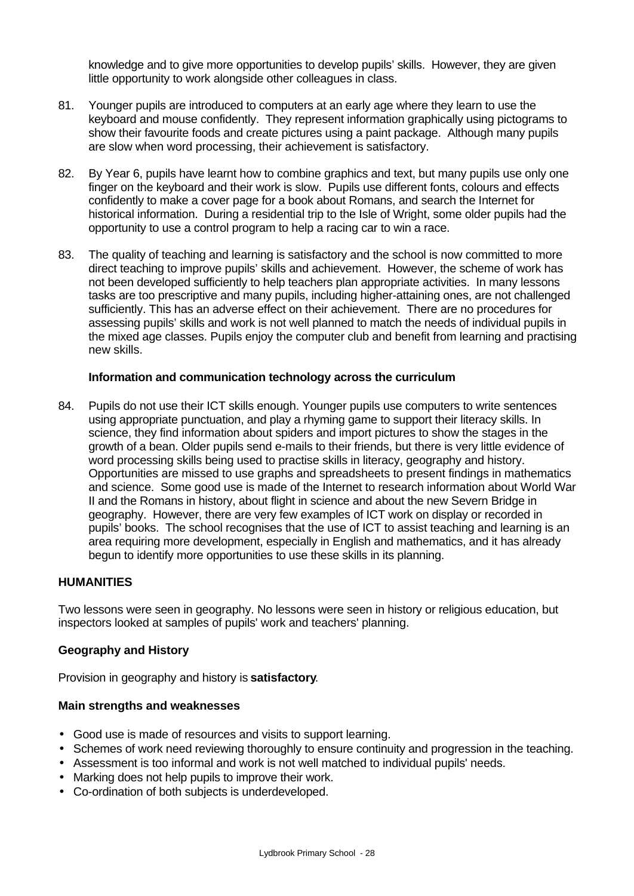knowledge and to give more opportunities to develop pupils' skills. However, they are given little opportunity to work alongside other colleagues in class.

81. Younger pupils are introduced to computers at an early age where they learn to use the keyboard and mouse confidently. They represent information graphically using pictograms to show their favourite foods and create pictures using a paint package. Although many pupils are slow when word processing, their achievement is satisfactory.

82. By Year 6, pupils have learnt how to combine graphics and text, but many pupils use only one finger on the keyboard and their work is slow. Pupils use different fonts, colours and effects confidently to make a cover page for a book about Romans, and search the Internet for historical information. During a residential trip to the Isle of Wright, some older pupils had the opportunity to use a control program to help a racing car to win a race.

83. The quality of teaching and learning is satisfactory and the school is now committed to more direct teaching to improve pupils' skills and achievement. However, the scheme of work has not been developed sufficiently to help teachers plan appropriate activities. In many lessons tasks are too prescriptive and many pupils, including higher-attaining ones, are not challenged sufficiently. This has an adverse effect on their achievement. There are no procedures for assessing pupils' skills and work is not well planned to match the needs of individual pupils in the mixed age classes. Pupils enjoy the computer club and benefit from learning and practising new skills.

**Information and communication technology across the curriculum**

84. Pupils do not use their ICT skills enough. Younger pupils use computers to write sentences using appropriate punctuation, and play a rhyming game to support their literacy skills. In science, they find information about spiders and import pictures to show the stages in the growth of a bean. Older pupils send e-mails to their friends, but there is very little evidence of word processing skills being used to practise skills in literacy, geography and history. Opportunities are missed to use graphs and spreadsheets to present findings in mathematics and science. Some good use is made of the Internet to research information about World War II and the Romans in history, about flight in science and about the new Severn Bridge in geography. However, there are very few examples of ICT work on display or recorded in pupils' books. The school recognises that the use of ICT to assist teaching and learning is an area requiring more development, especially in English and mathematics, and it has already begun to identify more opportunities to use these skills in its planning.

## HUMANITIES

Two lessons were seen in geography. No lessons were seen in history or religious education, but inspectors looked at samples of pupils' work and teachers' planning.

### Geography and History

Provision in geography and history is **satisfactory**.

**Main strengths and weaknesses**

- Good use is made of resources and visits to support learning.
- Schemes of work need reviewing thoroughly to ensure continuity and progression in the teaching.
- Assessment is too informal and work is not well matched to individual pupils' needs.
- Marking does not help pupils to improve their work.
- Co-ordination of both subjects is underdeveloped.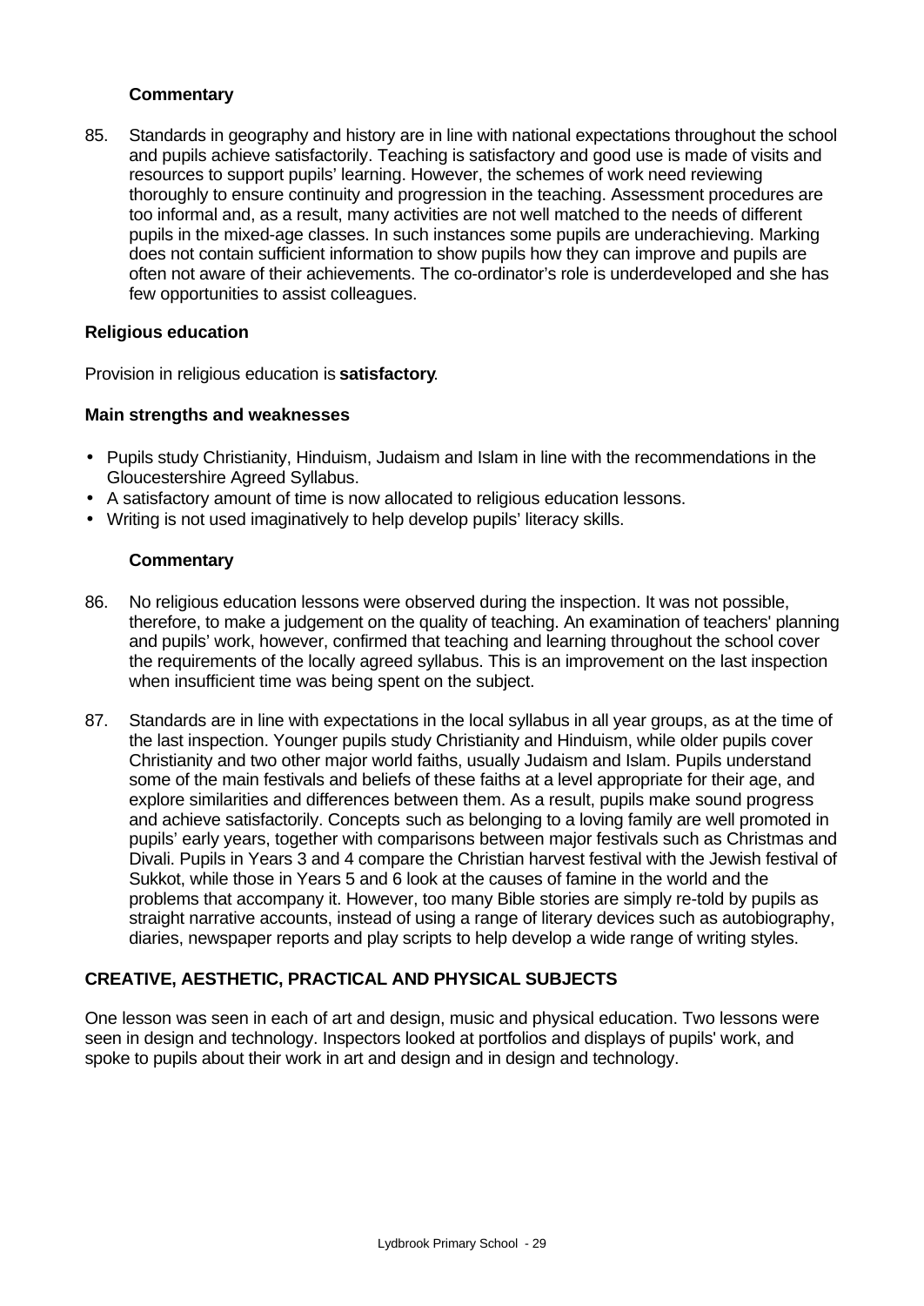### Commentary

85. Standards in geography and history are in line with national expectations throughout the school and pupils achieve satisfactorily. Teaching is satisfactory and good use is made of visits and resources to support pupils' learning. However, the schemes of work need reviewing thoroughly to ensure continuity and progression in the teaching. Assessment procedures are too informal and, as a result, many activities are not well matched to the needs of different pupils in the mixed-age classes. In such instances some pupils are underachieving. Marking does not contain sufficient information to show pupils how they can improve and pupils are often not aware of their achievements. The co-ordinator's role is underdeveloped and she has few opportunities to assist colleagues.

## Religious education

Provision in religious education is **satisfactory**.

### Main strengths and weaknesses

- Pupils study Christianity, Hinduism, Judaism and Islam in line with the recommendations in the Gloucestershire Agreed Syllabus.
- A satisfactory amount of time is now allocated to religious education lessons.
- Writing is not used imaginatively to help develop pupils' literacy skills.

### Commentary

86. No religious education lessons were observed during the inspection. It was not possible, therefore, to make a judgement on the quality of teaching. An examination of teachers' planning and pupils' work, however, confirmed that teaching and learning throughout the school cover the requirements of the locally agreed syllabus. This is an improvement on the last inspection when insufficient time was being spent on the subject.

87. Standards are in line with expectations in the local syllabus in all year groups, as at the time of the last inspection. Younger pupils study Christianity and Hinduism, while older pupils cover Christianity and two other major world faiths, usually Judaism and Islam. Pupils understand some of the main festivals and beliefs of these faiths at a level appropriate for their age, and explore similarities and differences between them. As a result, pupils make sound progress and achieve satisfactorily. Concepts such as belonging to a loving family are well promoted in pupils' early years, together with comparisons between major festivals such as Christmas and Divali. Pupils in Years 3 and 4 compare the Christian harvest festival with the Jewish festival of Sukkot, while those in Years 5 and 6 look at the causes of famine in the world and the problems that accompany it. However, too many Bible stories are simply re-told by pupils as straight narrative accounts, instead of using a range of literary devices such as autobiography, diaries, newspaper reports and play scripts to help develop a wide range of writing styles.

## CREATIVE, AESTHETIC, PRACTICAL AND PHYSICAL SUBJECTS

One lesson was seen in each of art and design, music and physical education. Two lessons were seen in design and technology. Inspectors looked at portfolios and displays of pupils' work, and spoke to pupils about their work in art and design and in design and technology.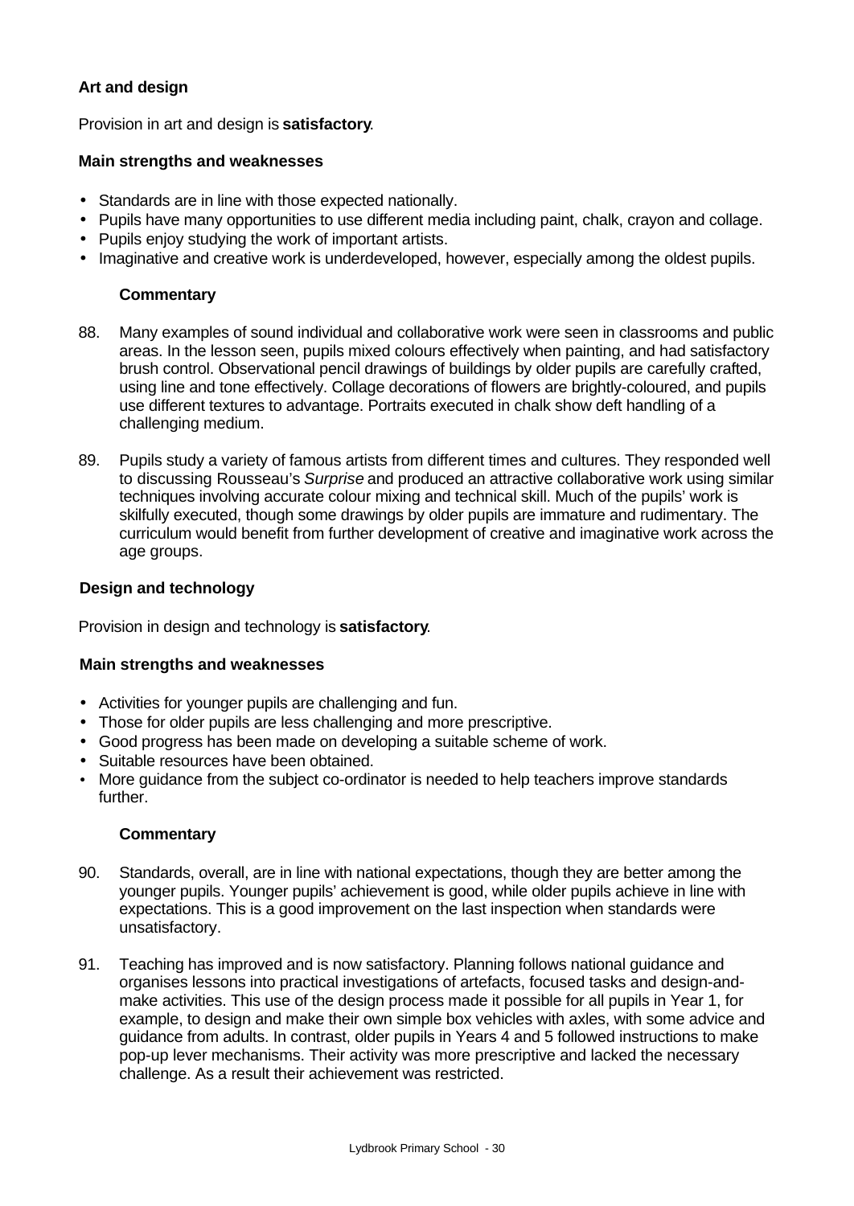### Art and design

Provision in art and design is **satisfactory**.

#### Main strengths and weaknesses

- Standards are in line with those expected nationally.
- Pupils have many opportunities to use different media including paint, chalk, crayon and collage.
- Pupils enjoy studying the work of important artists.
- Imaginative and creative work is underdeveloped, however, especially among the oldest pupils.

#### Commentary

88. Many examples of sound individual and collaborative work were seen in classrooms and public areas. In the lesson seen, pupils mixed colours effectively when painting, and had satisfactory brush control. Observational pencil drawings of buildings by older pupils are carefully crafted, using line and tone effectively. Collage decorations of flowers are brightly-coloured, and pupils use different textures to advantage. Portraits executed in chalk show deft handling of a challenging medium.

89. Pupils study a variety of famous artists from different times and cultures. They responded well to discussing Rousseau's *Surprise* and produced an attractive collaborative work using similar techniques involving accurate colour mixing and technical skill. Much of the pupils' work is skilfully executed, though some drawings by older pupils are immature and rudimentary. The curriculum would benefit from further development of creative and imaginative work across the age groups.

### Design and technology

Provision in design and technology is **satisfactory**.

#### Main strengths and weaknesses

- Activities for younger pupils are challenging and fun.
- Those for older pupils are less challenging and more prescriptive.
- Good progress has been made on developing a suitable scheme of work.
- Suitable resources have been obtained.
- More guidance from the subject co-ordinator is needed to help teachers improve standards further.

#### Commentary

90. Standards, overall, are in line with national expectations, though they are better among the younger pupils. Younger pupils' achievement is good, while older pupils achieve in line with expectations. This is a good improvement on the last inspection when standards were unsatisfactory.

91. Teaching has improved and is now satisfactory. Planning follows national guidance and organises lessons into practical investigations of artefacts, focused tasks and design-and-make activities. This use of the design process made it possible for all pupils in Year 1, for example, to design and make their own simple box vehicles with axles, with some advice and guidance from adults. In contrast, older pupils in Years 4 and 5 followed instructions to make pop-up lever mechanisms. Their activity was more prescriptive and lacked the necessary challenge. As a result their achievement was restricted.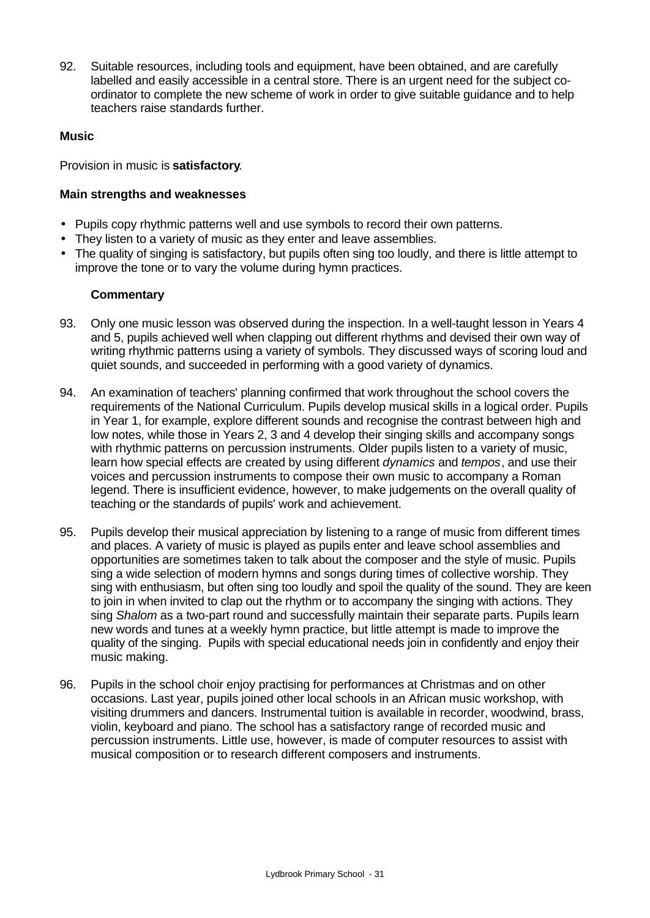92. Suitable resources, including tools and equipment, have been obtained, and are carefully labelled and easily accessible in a central store. There is an urgent need for the subject co-ordinator to complete the new scheme of work in order to give suitable guidance and to help teachers raise standards further.

**Music**

Provision in music is **satisfactory**.

**Main strengths and weaknesses**

- Pupils copy rhythmic patterns well and use symbols to record their own patterns.
- They listen to a variety of music as they enter and leave assemblies.
- The quality of singing is satisfactory, but pupils often sing too loudly, and there is little attempt to improve the tone or to vary the volume during hymn practices.

**Commentary**

93. Only one music lesson was observed during the inspection. In a well-taught lesson in Years 4 and 5, pupils achieved well when clapping out different rhythms and devised their own way of writing rhythmic patterns using a variety of symbols. They discussed ways of scoring loud and quiet sounds, and succeeded in performing with a good variety of dynamics.

94. An examination of teachers' planning confirmed that work throughout the school covers the requirements of the National Curriculum. Pupils develop musical skills in a logical order. Pupils in Year 1, for example, explore different sounds and recognise the contrast between high and low notes, while those in Years 2, 3 and 4 develop their singing skills and accompany songs with rhythmic patterns on percussion instruments. Older pupils listen to a variety of music, learn how special effects are created by using different *dynamics* and *tempos*, and use their voices and percussion instruments to compose their own music to accompany a Roman legend. There is insufficient evidence, however, to make judgements on the overall quality of teaching or the standards of pupils' work and achievement.

95. Pupils develop their musical appreciation by listening to a range of music from different times and places. A variety of music is played as pupils enter and leave school assemblies and opportunities are sometimes taken to talk about the composer and the style of music. Pupils sing a wide selection of modern hymns and songs during times of collective worship. They sing with enthusiasm, but often sing too loudly and spoil the quality of the sound. They are keen to join in when invited to clap out the rhythm or to accompany the singing with actions. They sing *Shalom* as a two-part round and successfully maintain their separate parts. Pupils learn new words and tunes at a weekly hymn practice, but little attempt is made to improve the quality of the singing. Pupils with special educational needs join in confidently and enjoy their music making.

96. Pupils in the school choir enjoy practising for performances at Christmas and on other occasions. Last year, pupils joined other local schools in an African music workshop, with visiting drummers and dancers. Instrumental tuition is available in recorder, woodwind, brass, violin, keyboard and piano. The school has a satisfactory range of recorded music and percussion instruments. Little use, however, is made of computer resources to assist with musical composition or to research different composers and instruments.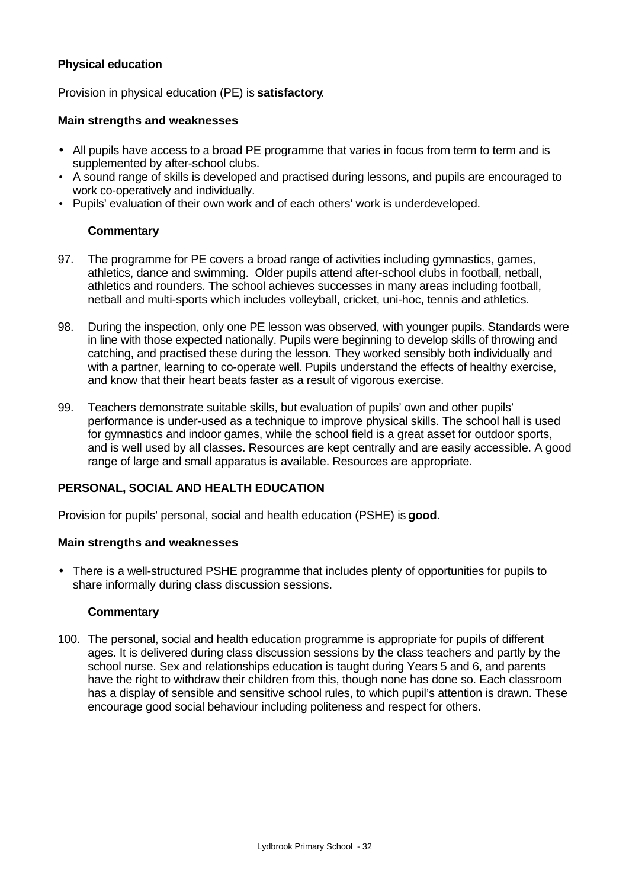### Physical education

Provision in physical education (PE) is **satisfactory**.

#### Main strengths and weaknesses

- All pupils have access to a broad PE programme that varies in focus from term to term and is supplemented by after-school clubs.
- A sound range of skills is developed and practised during lessons, and pupils are encouraged to work co-operatively and individually.
- Pupils' evaluation of their own work and of each others' work is underdeveloped.

#### Commentary

97. The programme for PE covers a broad range of activities including gymnastics, games, athletics, dance and swimming. Older pupils attend after-school clubs in football, netball, athletics and rounders. The school achieves successes in many areas including football, netball and multi-sports which includes volleyball, cricket, uni-hoc, tennis and athletics.

98. During the inspection, only one PE lesson was observed, with younger pupils. Standards were in line with those expected nationally. Pupils were beginning to develop skills of throwing and catching, and practised these during the lesson. They worked sensibly both individually and with a partner, learning to co-operate well. Pupils understand the effects of healthy exercise, and know that their heart beats faster as a result of vigorous exercise.

99. Teachers demonstrate suitable skills, but evaluation of pupils' own and other pupils' performance is under-used as a technique to improve physical skills. The school hall is used for gymnastics and indoor games, while the school field is a great asset for outdoor sports, and is well used by all classes. Resources are kept centrally and are easily accessible. A good range of large and small apparatus is available. Resources are appropriate.

### PERSONAL, SOCIAL AND HEALTH EDUCATION

Provision for pupils' personal, social and health education (PSHE) is **good**.

#### Main strengths and weaknesses

- There is a well-structured PSHE programme that includes plenty of opportunities for pupils to share informally during class discussion sessions.

#### Commentary

100. The personal, social and health education programme is appropriate for pupils of different ages. It is delivered during class discussion sessions by the class teachers and partly by the school nurse. Sex and relationships education is taught during Years 5 and 6, and parents have the right to withdraw their children from this, though none has done so. Each classroom has a display of sensible and sensitive school rules, to which pupil's attention is drawn. These encourage good social behaviour including politeness and respect for others.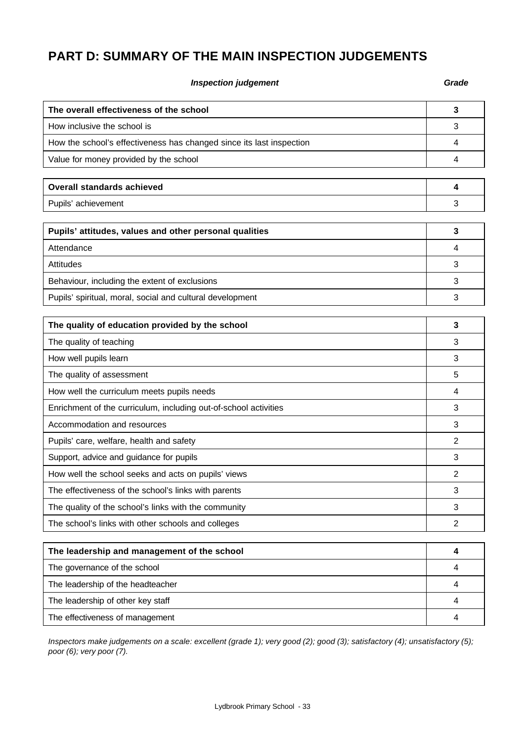# PART D: SUMMARY OF THE MAIN INSPECTION JUDGEMENTS

| ***Inspection judgement*** | ***Grade*** |
|---|---|
| **The overall effectiveness of the school** | **3** |
| How inclusive the school is | 3 |
| How the school's effectiveness has changed since its last inspection | 4 |
| Value for money provided by the school | 4 |
| **Overall standards achieved** | **4** |
| Pupils' achievement | 3 |
| **Pupils' attitudes, values and other personal qualities** | **3** |
| Attendance | 4 |
| Attitudes | 3 |
| Behaviour, including the extent of exclusions | 3 |
| Pupils' spiritual, moral, social and cultural development | 3 |
| **The quality of education provided by the school** | **3** |
| The quality of teaching | 3 |
| How well pupils learn | 3 |
| The quality of assessment | 5 |
| How well the curriculum meets pupils needs | 4 |
| Enrichment of the curriculum, including out-of-school activities | 3 |
| Accommodation and resources | 3 |
| Pupils' care, welfare, health and safety | 2 |
| Support, advice and guidance for pupils | 3 |
| How well the school seeks and acts on pupils' views | 2 |
| The effectiveness of the school's links with parents | 3 |
| The quality of the school's links with the community | 3 |
| The school's links with other schools and colleges | 2 |
| **The leadership and management of the school** | **4** |
| The governance of the school | 4 |
| The leadership of the headteacher | 4 |
| The leadership of other key staff | 4 |
| The effectiveness of management | 4 |

*Inspectors make judgements on a scale: excellent (grade 1); very good (2); good (3); satisfactory (4); unsatisfactory (5); poor (6); very poor (7).*